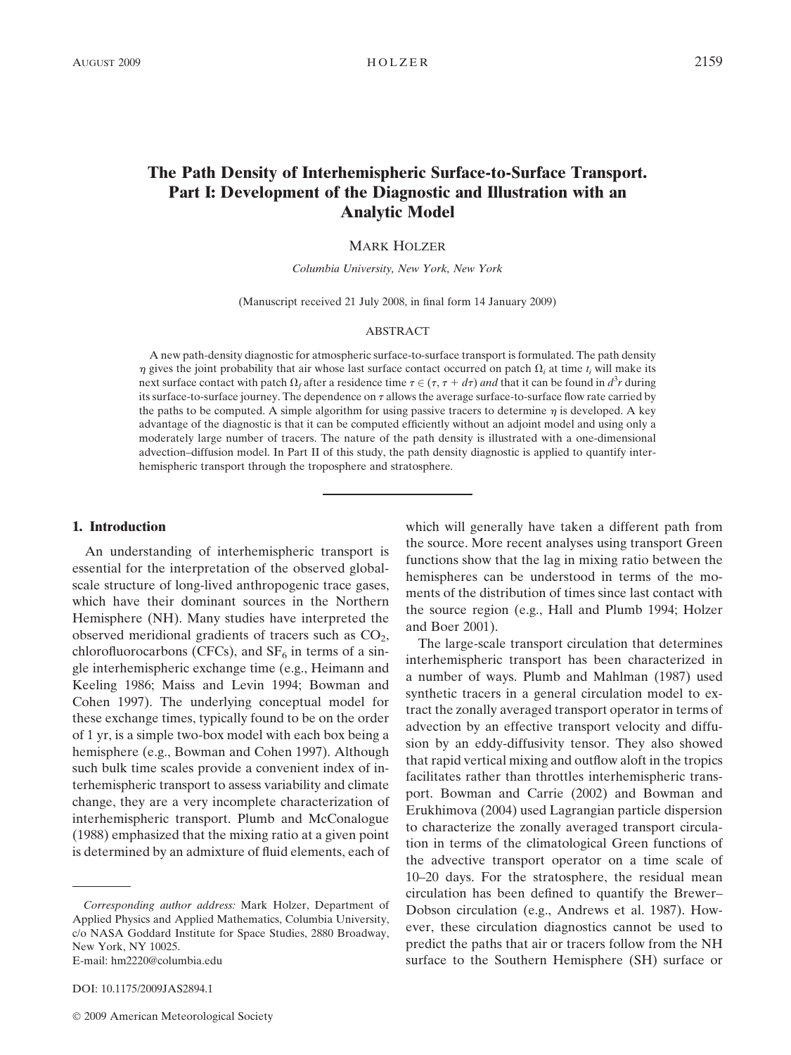# The Path Density of Interhemispheric Surface-to-Surface Transport. Part I: Development of the Diagnostic and Illustration with an Analytic Model

MARK HOLZER

*Columbia University, New York, New York*

(Manuscript received 21 July 2008, in final form 14 January 2009)

## ABSTRACT

A new path-density diagnostic for atmospheric surface-to-surface transport is formulated. The path density $\eta$ gives the joint probability that air whose last surface contact occurred on patch $\Omega_i$ at time $t_i$ will make its next surface contact with patch $\Omega_f$ after a residence time $\tau \in (\tau, \tau + d\tau)$ *and* that it can be found in $d^3r$ during its surface-to-surface journey. The dependence on $\tau$ allows the average surface-to-surface flow rate carried by the paths to be computed. A simple algorithm for using passive tracers to determine $\eta$ is developed. A key advantage of the diagnostic is that it can be computed efficiently without an adjoint model and using only a moderately large number of tracers. The nature of the path density is illustrated with a one-dimensional advection–diffusion model. In Part II of this study, the path density diagnostic is applied to quantify interhemispheric transport through the troposphere and stratosphere.

## 1. Introduction

An understanding of interhemispheric transport is essential for the interpretation of the observed global-scale structure of long-lived anthropogenic trace gases, which have their dominant sources in the Northern Hemisphere (NH). Many studies have interpreted the observed meridional gradients of tracers such as $CO_2$, chlorofluorocarbons (CFCs), and $SF_6$ in terms of a single interhemispheric exchange time (e.g., Heimann and Keeling 1986; Maiss and Levin 1994; Bowman and Cohen 1997). The underlying conceptual model for these exchange times, typically found to be on the order of 1 yr, is a simple two-box model with each box being a hemisphere (e.g., Bowman and Cohen 1997). Although such bulk time scales provide a convenient index of interhemispheric transport to assess variability and climate change, they are a very incomplete characterization of interhemispheric transport. Plumb and McConalogue (1988) emphasized that the mixing ratio at a given point is determined by an admixture of fluid elements, each of which will generally have taken a different path from the source. More recent analyses using transport Green functions show that the lag in mixing ratio between the hemispheres can be understood in terms of the moments of the distribution of times since last contact with the source region (e.g., Hall and Plumb 1994; Holzer and Boer 2001).

The large-scale transport circulation that determines interhemispheric transport has been characterized in a number of ways. Plumb and Mahlman (1987) used synthetic tracers in a general circulation model to extract the zonally averaged transport operator in terms of advection by an effective transport velocity and diffusion by an eddy-diffusivity tensor. They also showed that rapid vertical mixing and outflow aloft in the tropics facilitates rather than throttles interhemispheric transport. Bowman and Carrie (2002) and Bowman and Erukhimova (2004) used Lagrangian particle dispersion to characterize the zonally averaged transport circulation in terms of the climatological Green functions of the advective transport operator on a time scale of 10–20 days. For the stratosphere, the residual mean circulation has been defined to quantify the Brewer–Dobson circulation (e.g., Andrews et al. 1987). However, these circulation diagnostics cannot be used to predict the paths that air or tracers follow from the NH surface to the Southern Hemisphere (SH) surface or

*Corresponding author address:* Mark Holzer, Department of Applied Physics and Applied Mathematics, Columbia University, c/o NASA Goddard Institute for Space Studies, 2880 Broadway, New York, NY 10025.
E-mail: hm2220@columbia.edu

DOI: 10.1175/2009JAS2894.1

© 2009 American Meteorological Society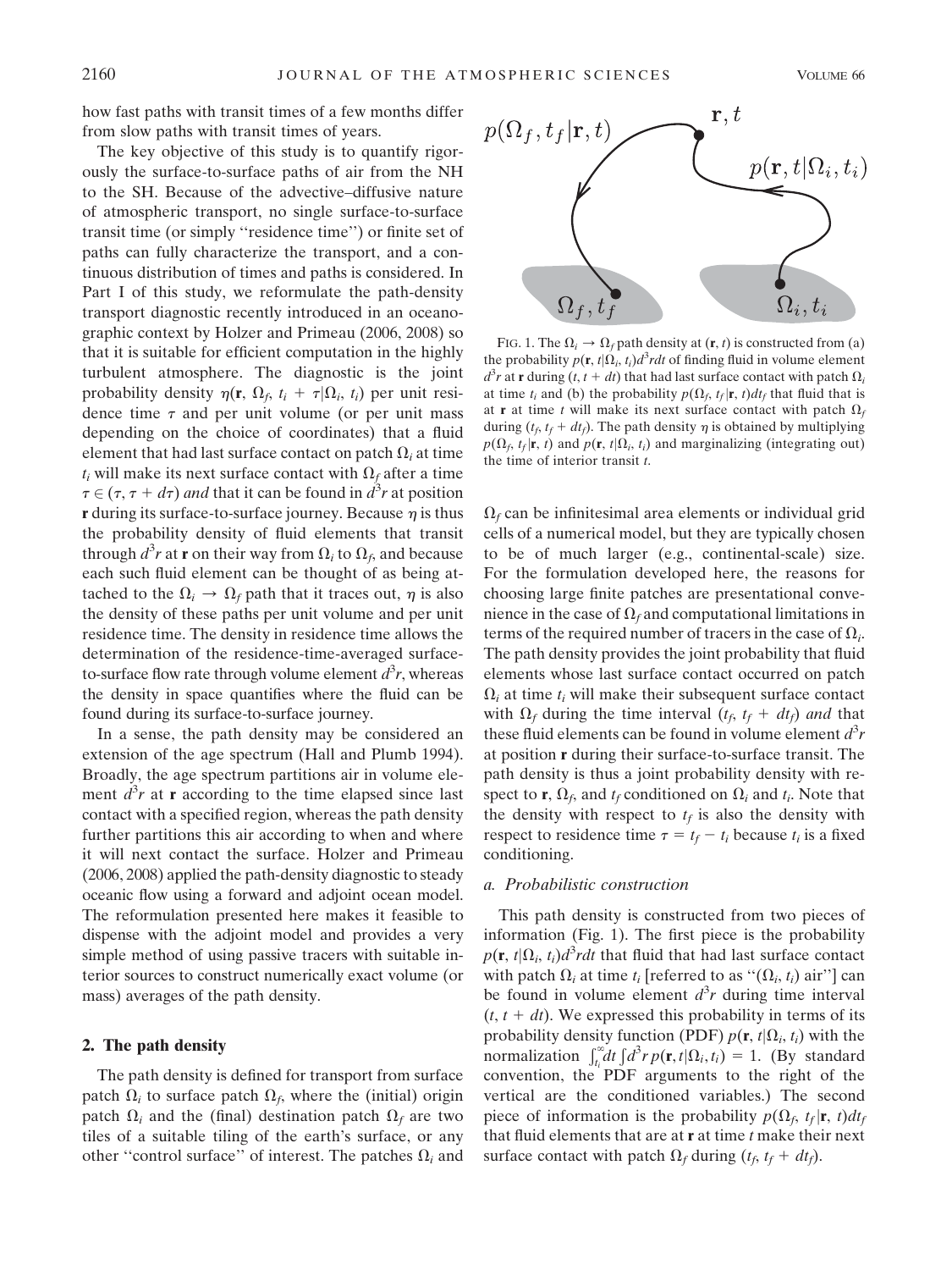how fast paths with transit times of a few months differ from slow paths with transit times of years.

The key objective of this study is to quantify rigorously the surface-to-surface paths of air from the NH to the SH. Because of the advective–diffusive nature of atmospheric transport, no single surface-to-surface transit time (or simply "residence time") or finite set of paths can fully characterize the transport, and a continuous distribution of times and paths is considered. In Part I of this study, we reformulate the path-density transport diagnostic recently introduced in an oceanographic context by Holzer and Primeau (2006, 2008) so that it is suitable for efficient computation in the highly turbulent atmosphere. The diagnostic is the joint probability density $\eta(\mathbf{r}, \Omega_f, t_i + \tau|\Omega_i, t_i)$ per unit residence time $\tau$ and per unit volume (or per unit mass depending on the choice of coordinates) that a fluid element that had last surface contact on patch $\Omega_i$ at time $t_i$ will make its next surface contact with $\Omega_f$ after a time $\tau \in (\tau, \tau + d\tau)$ *and* that it can be found in $d^3r$ at position $\mathbf{r}$ during its surface-to-surface journey. Because $\eta$ is thus the probability density of fluid elements that transit through $d^3r$ at $\mathbf{r}$ on their way from $\Omega_i$ to $\Omega_f$, and because each such fluid element can be thought of as being attached to the $\Omega_i \to \Omega_f$ path that it traces out, $\eta$ is also the density of these paths per unit volume and per unit residence time. The density in residence time allows the determination of the residence-time-averaged surface-to-surface flow rate through volume element $d^3r$, whereas the density in space quantifies where the fluid can be found during its surface-to-surface journey.

In a sense, the path density may be considered an extension of the age spectrum (Hall and Plumb 1994). Broadly, the age spectrum partitions air in volume element $d^3r$ at $\mathbf{r}$ according to the time elapsed since last contact with a specified region, whereas the path density further partitions this air according to when and where it will next contact the surface. Holzer and Primeau (2006, 2008) applied the path-density diagnostic to steady oceanic flow using a forward and adjoint ocean model. The reformulation presented here makes it feasible to dispense with the adjoint model and provides a very simple method of using passive tracers with suitable interior sources to construct numerically exact volume (or mass) averages of the path density.

## 2. The path density

The path density is defined for transport from surface patch $\Omega_i$ to surface patch $\Omega_f$, where the (initial) origin patch $\Omega_i$ and the (final) destination patch $\Omega_f$ are two tiles of a suitable tiling of the earth's surface, or any other "control surface" of interest. The patches $\Omega_i$ and $\Omega_f$ can be infinitesimal area elements or individual grid cells of a numerical model, but they are typically chosen to be of much larger (e.g., continental-scale) size. For the formulation developed here, the reasons for choosing large finite patches are presentational convenience in the case of $\Omega_f$ and computational limitations in terms of the required number of tracers in the case of $\Omega_i$. The path density provides the joint probability that fluid elements whose last surface contact occurred on patch $\Omega_i$ at time $t_i$ will make their subsequent surface contact with $\Omega_f$ during the time interval $(t_f, t_f + dt_f)$ *and* that these fluid elements can be found in volume element $d^3r$ at position $\mathbf{r}$ during their surface-to-surface transit. The path density is thus a joint probability density with respect to $\mathbf{r}$, $\Omega_f$, and $t_f$ conditioned on $\Omega_i$ and $t_i$. Note that the density with respect to $t_f$ is also the density with respect to residence time $\tau = t_f - t_i$ because $t_i$ is a fixed conditioning.

FIG. 1. The $\Omega_i \to \Omega_f$ path density at $(\mathbf{r}, t)$ is constructed from (a) the probability $p(\mathbf{r}, t|\Omega_i, t_i)d^3r dt$ of finding fluid in volume element $d^3r$ at $\mathbf{r}$ during $(t, t + dt)$ that had last surface contact with patch $\Omega_i$ at time $t_i$ and (b) the probability $p(\Omega_f, t_f|\mathbf{r}, t)dt_f$ that fluid that is at $\mathbf{r}$ at time $t$ will make its next surface contact with patch $\Omega_f$ during $(t_f, t_f + dt_f)$. The path density $\eta$ is obtained by multiplying $p(\Omega_f, t_f|\mathbf{r}, t)$ and $p(\mathbf{r}, t|\Omega_i, t_i)$ and marginalizing (integrating out) the time of interior transit $t$.

### a. Probabilistic construction

This path density is constructed from two pieces of information (Fig. 1). The first piece is the probability $p(\mathbf{r}, t|\Omega_i, t_i)d^3r dt$ that fluid that had last surface contact with patch $\Omega_i$ at time $t_i$ [referred to as "$(\Omega_i, t_i)$ air"] can be found in volume element $d^3r$ during time interval $(t, t + dt)$. We expressed this probability in terms of its probability density function (PDF) $p(\mathbf{r}, t|\Omega_i, t_i)$ with the normalization $\int_{t_i}^{\infty} dt \int d^3r\, p(\mathbf{r}, t|\Omega_i, t_i) = 1$. (By standard convention, the PDF arguments to the right of the vertical are the conditioned variables.) The second piece of information is the probability $p(\Omega_f, t_f|\mathbf{r}, t)dt_f$ that fluid elements that are at $\mathbf{r}$ at time $t$ make their next surface contact with patch $\Omega_f$ during $(t_f, t_f + dt_f)$.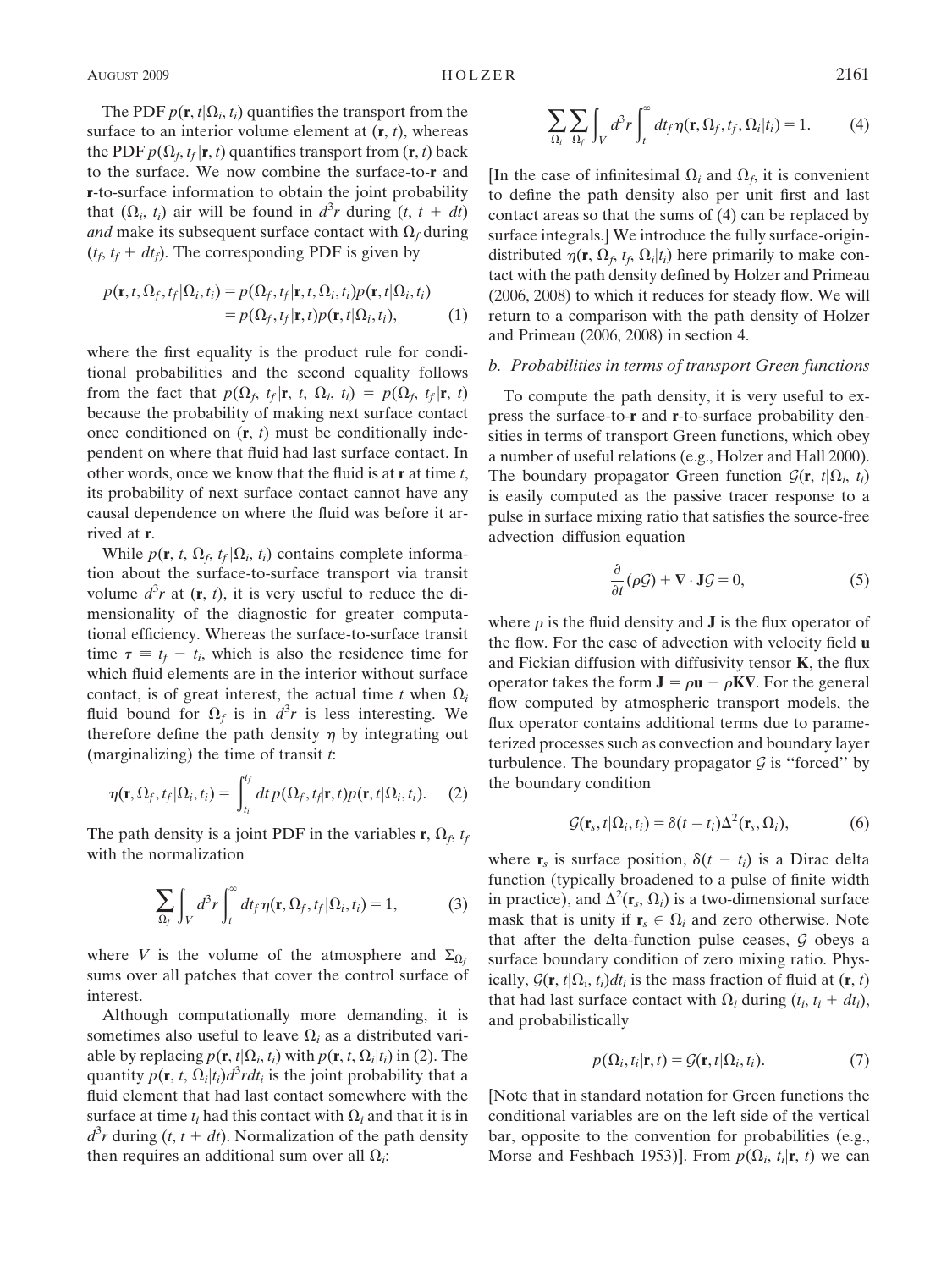The PDF $p(\mathbf{r}, t|\Omega_i, t_i)$ quantifies the transport from the surface to an interior volume element at $(\mathbf{r}, t)$, whereas the PDF $p(\Omega_f, t_f|\mathbf{r}, t)$ quantifies transport from $(\mathbf{r}, t)$ back to the surface. We now combine the surface-to-$\mathbf{r}$ and $\mathbf{r}$-to-surface information to obtain the joint probability that $(\Omega_i, t_i)$ air will be found in $d^3r$ during $(t, t + dt)$ *and* make its subsequent surface contact with $\Omega_f$ during $(t_f, t_f + dt_f)$. The corresponding PDF is given by

$$
\begin{aligned}
p(\mathbf{r}, t, \Omega_f, t_f|\Omega_i, t_i) &= p(\Omega_f, t_f|\mathbf{r}, t, \Omega_i, t_i)p(\mathbf{r}, t|\Omega_i, t_i) \\
&= p(\Omega_f, t_f|\mathbf{r}, t)p(\mathbf{r}, t|\Omega_i, t_i), \qquad (1)
\end{aligned}
$$

where the first equality is the product rule for conditional probabilities and the second equality follows from the fact that $p(\Omega_f, t_f|\mathbf{r}, t, \Omega_i, t_i) = p(\Omega_f, t_f|\mathbf{r}, t)$ because the probability of making next surface contact once conditioned on $(\mathbf{r}, t)$ must be conditionally independent on where that fluid had last surface contact. In other words, once we know that the fluid is at $\mathbf{r}$ at time $t$, its probability of next surface contact cannot have any causal dependence on where the fluid was before it arrived at $\mathbf{r}$.

While $p(\mathbf{r}, t, \Omega_f, t_f|\Omega_i, t_i)$ contains complete information about the surface-to-surface transport via transit volume $d^3r$ at $(\mathbf{r}, t)$, it is very useful to reduce the dimensionality of the diagnostic for greater computational efficiency. Whereas the surface-to-surface transit time $\tau \equiv t_f - t_i$, which is also the residence time for which fluid elements are in the interior without surface contact, is of great interest, the actual time $t$ when $\Omega_i$ fluid bound for $\Omega_f$ is in $d^3r$ is less interesting. We therefore define the path density $\eta$ by integrating out (marginalizing) the time of transit $t$:

$$
\eta(\mathbf{r}, \Omega_f, t_f|\Omega_i, t_i) = \int_{t_i}^{t_f} dt\, p(\Omega_f, t_f|\mathbf{r}, t)p(\mathbf{r}, t|\Omega_i, t_i). \qquad (2)
$$

The path density is a joint PDF in the variables $\mathbf{r}$, $\Omega_f$, $t_f$ with the normalization

$$
\sum_{\Omega_f} \int_V d^3r \int_t^\infty dt_f\, \eta(\mathbf{r}, \Omega_f, t_f|\Omega_i, t_i) = 1, \qquad (3)
$$

where $V$ is the volume of the atmosphere and $\Sigma_{\Omega_f}$ sums over all patches that cover the control surface of interest.

Although computationally more demanding, it is sometimes also useful to leave $\Omega_i$ as a distributed variable by replacing $p(\mathbf{r}, t|\Omega_i, t_i)$ with $p(\mathbf{r}, t, \Omega_i|t_i)$ in (2). The quantity $p(\mathbf{r}, t, \Omega_i|t_i)d^3r dt_i$ is the joint probability that a fluid element that had last contact somewhere with the surface at time $t_i$ had this contact with $\Omega_i$ and that it is in $d^3r$ during $(t, t + dt)$. Normalization of the path density then requires an additional sum over all $\Omega_i$:

$$
\sum_{\Omega_i} \sum_{\Omega_f} \int_V d^3r \int_t^\infty dt_f\, \eta(\mathbf{r}, \Omega_f, t_f, \Omega_i|t_i) = 1. \qquad (4)
$$

[In the case of infinitesimal $\Omega_i$ and $\Omega_f$, it is convenient to define the path density also per unit first and last contact areas so that the sums of (4) can be replaced by surface integrals.] We introduce the fully surface-origin-distributed $\eta(\mathbf{r}, \Omega_f, t_f, \Omega_i|t_i)$ here primarily to make contact with the path density defined by Holzer and Primeau (2006, 2008) to which it reduces for steady flow. We will return to a comparison with the path density of Holzer and Primeau (2006, 2008) in section 4.

### b. Probabilities in terms of transport Green functions

To compute the path density, it is very useful to express the surface-to-$\mathbf{r}$ and $\mathbf{r}$-to-surface probability densities in terms of transport Green functions, which obey a number of useful relations (e.g., Holzer and Hall 2000). The boundary propagator Green function $\mathcal{G}(\mathbf{r}, t|\Omega_i, t_i)$ is easily computed as the passive tracer response to a pulse in surface mixing ratio that satisfies the source-free advection–diffusion equation

$$
\frac{\partial}{\partial t}(\rho \mathcal{G}) + \nabla \cdot \mathbf{J}\mathcal{G} = 0, \qquad (5)
$$

where $\rho$ is the fluid density and $\mathbf{J}$ is the flux operator of the flow. For the case of advection with velocity field $\mathbf{u}$ and Fickian diffusion with diffusivity tensor $\mathbf{K}$, the flux operator takes the form $\mathbf{J} = \rho\mathbf{u} - \rho\mathbf{K}\nabla$. For the general flow computed by atmospheric transport models, the flux operator contains additional terms due to parameterized processes such as convection and boundary layer turbulence. The boundary propagator $\mathcal{G}$ is "forced" by the boundary condition

$$
\mathcal{G}(\mathbf{r}_s, t|\Omega_i, t_i) = \delta(t - t_i)\Delta^2(\mathbf{r}_s, \Omega_i), \qquad (6)
$$

where $\mathbf{r}_s$ is surface position, $\delta(t - t_i)$ is a Dirac delta function (typically broadened to a pulse of finite width in practice), and $\Delta^2(\mathbf{r}_s, \Omega_i)$ is a two-dimensional surface mask that is unity if $\mathbf{r}_s \in \Omega_i$ and zero otherwise. Note that after the delta-function pulse ceases, $\mathcal{G}$ obeys a surface boundary condition of zero mixing ratio. Physically, $\mathcal{G}(\mathbf{r}, t|\Omega_i, t_i)dt_i$ is the mass fraction of fluid at $(\mathbf{r}, t)$ that had last surface contact with $\Omega_i$ during $(t_i, t_i + dt_i)$, and probabilistically

$$
p(\Omega_i, t_i|\mathbf{r}, t) = \mathcal{G}(\mathbf{r}, t|\Omega_i, t_i). \qquad (7)
$$

[Note that in standard notation for Green functions the conditional variables are on the left side of the vertical bar, opposite to the convention for probabilities (e.g., Morse and Feshbach 1953)]. From $p(\Omega_i, t_i|\mathbf{r}, t)$ we can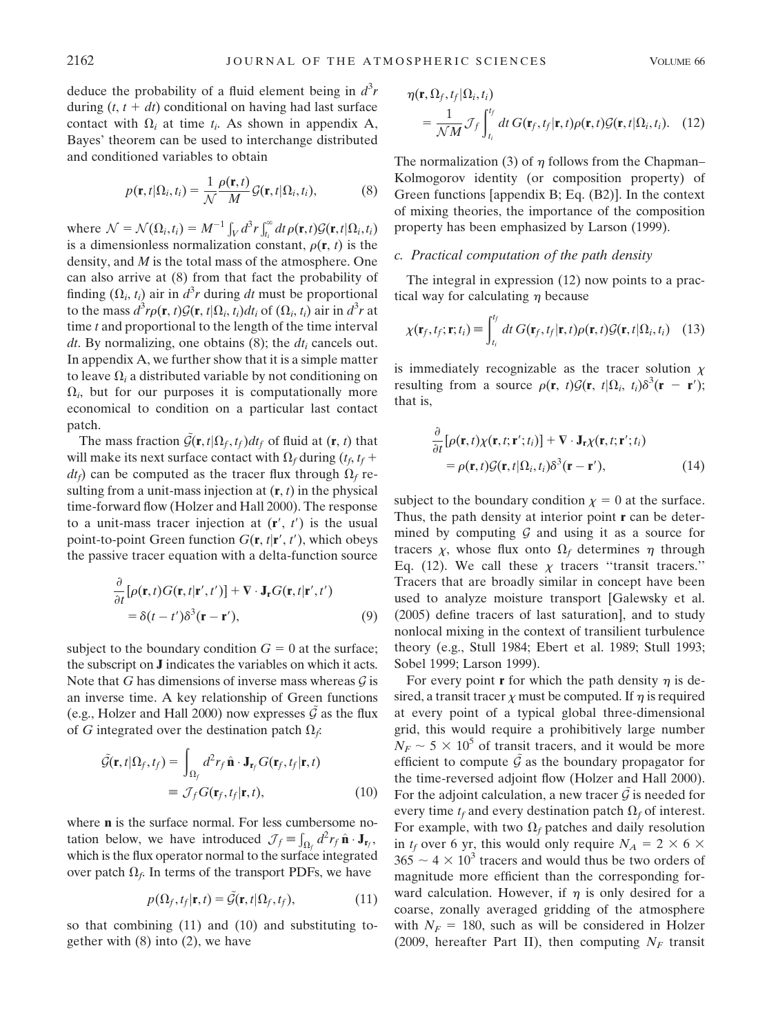deduce the probability of a fluid element being in $d^3r$ during $(t, t + dt)$ conditional on having had last surface contact with $\Omega_i$ at time $t_i$. As shown in appendix A, Bayes' theorem can be used to interchange distributed and conditioned variables to obtain

$$p(\mathbf{r}, t|\Omega_i, t_i) = \frac{1}{\mathcal{N}} \frac{\rho(\mathbf{r}, t)}{M} \mathcal{G}(\mathbf{r}, t|\Omega_i, t_i), \tag{8}$$

where $\mathcal{N} = \mathcal{N}(\Omega_i, t_i) = M^{-1} \int_V d^3r \int_{t_i}^{\infty} dt\, \rho(\mathbf{r}, t)\mathcal{G}(\mathbf{r}, t|\Omega_i, t_i)$ is a dimensionless normalization constant, $\rho(\mathbf{r}, t)$ is the density, and $M$ is the total mass of the atmosphere. One can also arrive at (8) from that fact the probability of finding $(\Omega_i, t_i)$ air in $d^3r$ during $dt$ must be proportional to the mass $d^3r\rho(\mathbf{r}, t)\mathcal{G}(\mathbf{r}, t|\Omega_i, t_i)dt_i$ of $(\Omega_i, t_i)$ air in $d^3r$ at time $t$ and proportional to the length of the time interval $dt$. By normalizing, one obtains (8); the $dt_i$ cancels out. In appendix A, we further show that it is a simple matter to leave $\Omega_i$ a distributed variable by not conditioning on $\Omega_i$, but for our purposes it is computationally more economical to condition on a particular last contact patch.

The mass fraction $\tilde{\mathcal{G}}(\mathbf{r}, t|\Omega_f, t_f)dt_f$ of fluid at $(\mathbf{r}, t)$ that will make its next surface contact with $\Omega_f$ during $(t_f, t_f + dt_f)$ can be computed as the tracer flux through $\Omega_f$ resulting from a unit-mass injection at $(\mathbf{r}, t)$ in the physical time-forward flow (Holzer and Hall 2000). The response to a unit-mass tracer injection at $(\mathbf{r}', t')$ is the usual point-to-point Green function $G(\mathbf{r}, t|\mathbf{r}', t')$, which obeys the passive tracer equation with a delta-function source

$$\frac{\partial}{\partial t}[\rho(\mathbf{r}, t)G(\mathbf{r}, t|\mathbf{r}', t')] + \nabla \cdot \mathbf{J}_{\mathbf{r}} G(\mathbf{r}, t|\mathbf{r}', t') = \delta(t - t')\delta^3(\mathbf{r} - \mathbf{r}'), \tag{9}$$

subject to the boundary condition $G = 0$ at the surface; the subscript on $\mathbf{J}$ indicates the variables on which it acts. Note that $G$ has dimensions of inverse mass whereas $\mathcal{G}$ is an inverse time. A key relationship of Green functions (e.g., Holzer and Hall 2000) now expresses $\tilde{\mathcal{G}}$ as the flux of $G$ integrated over the destination patch $\Omega_f$:

$$\tilde{\mathcal{G}}(\mathbf{r}, t|\Omega_f, t_f) = \int_{\Omega_f} d^2r_f\, \hat{\mathbf{n}} \cdot \mathbf{J}_{\mathbf{r}_f} G(\mathbf{r}_f, t_f|\mathbf{r}, t) \equiv \mathcal{J}_f G(\mathbf{r}_f, t_f|\mathbf{r}, t), \tag{10}$$

where $\mathbf{n}$ is the surface normal. For less cumbersome notation below, we have introduced $\mathcal{J}_f \equiv \int_{\Omega_f} d^2r_f\, \hat{\mathbf{n}} \cdot \mathbf{J}_{\mathbf{r}_f}$, which is the flux operator normal to the surface integrated over patch $\Omega_f$. In terms of the transport PDFs, we have

$$p(\Omega_f, t_f|\mathbf{r}, t) = \tilde{\mathcal{G}}(\mathbf{r}, t|\Omega_f, t_f), \tag{11}$$

so that combining (11) and (10) and substituting together with (8) into (2), we have

$$\eta(\mathbf{r}, \Omega_f, t_f|\Omega_i, t_i) = \frac{1}{\mathcal{N}M} \mathcal{J}_f \int_{t_i}^{t_f} dt\, G(\mathbf{r}_f, t_f|\mathbf{r}, t)\rho(\mathbf{r}, t)\mathcal{G}(\mathbf{r}, t|\Omega_i, t_i). \tag{12}$$

The normalization (3) of $\eta$ follows from the Chapman–Kolmogorov identity (or composition property) of Green functions [appendix B; Eq. (B2)]. In the context of mixing theories, the importance of the composition property has been emphasized by Larson (1999).

### c. Practical computation of the path density

The integral in expression (12) now points to a practical way for calculating $\eta$ because

$$\chi(\mathbf{r}_f, t_f; \mathbf{r}; t_i) \equiv \int_{t_i}^{t_f} dt\, G(\mathbf{r}_f, t_f|\mathbf{r}, t)\rho(\mathbf{r}, t)\mathcal{G}(\mathbf{r}, t|\Omega_i, t_i) \tag{13}$$

is immediately recognizable as the tracer solution $\chi$ resulting from a source $\rho(\mathbf{r}, t)\mathcal{G}(\mathbf{r}, t|\Omega_i, t_i)\delta^3(\mathbf{r} - \mathbf{r}')$; that is,

$$\frac{\partial}{\partial t}[\rho(\mathbf{r}, t)\chi(\mathbf{r}, t; \mathbf{r}'; t_i)] + \nabla \cdot \mathbf{J}_{\mathbf{r}}\chi(\mathbf{r}, t; \mathbf{r}'; t_i) = \rho(\mathbf{r}, t)\mathcal{G}(\mathbf{r}, t|\Omega_i, t_i)\delta^3(\mathbf{r} - \mathbf{r}'), \tag{14}$$

subject to the boundary condition $\chi = 0$ at the surface. Thus, the path density at interior point $\mathbf{r}$ can be determined by computing $\mathcal{G}$ and using it as a source for tracers $\chi$, whose flux onto $\Omega_f$ determines $\eta$ through Eq. (12). We call these $\chi$ tracers "transit tracers." Tracers that are broadly similar in concept have been used to analyze moisture transport [Galewsky et al. (2005) define tracers of last saturation], and to study nonlocal mixing in the context of transilient turbulence theory (e.g., Stull 1984; Ebert et al. 1989; Stull 1993; Sobel 1999; Larson 1999).

For every point $\mathbf{r}$ for which the path density $\eta$ is desired, a transit tracer $\chi$ must be computed. If $\eta$ is required at every point of a typical global three-dimensional grid, this would require a prohibitively large number $N_F \sim 5 \times 10^5$ of transit tracers, and it would be more efficient to compute $\tilde{\mathcal{G}}$ as the boundary propagator for the time-reversed adjoint flow (Holzer and Hall 2000). For the adjoint calculation, a new tracer $\tilde{\mathcal{G}}$ is needed for every time $t_f$ and every destination patch $\Omega_f$ of interest. For example, with two $\Omega_f$ patches and daily resolution in $t_f$ over 6 yr, this would only require $N_A = 2 \times 6 \times 365 \sim 4 \times 10^3$ tracers and would thus be two orders of magnitude more efficient than the corresponding forward calculation. However, if $\eta$ is only desired for a coarse, zonally averaged gridding of the atmosphere with $N_F = 180$, such as will be considered in Holzer (2009, hereafter Part II), then computing $N_F$ transit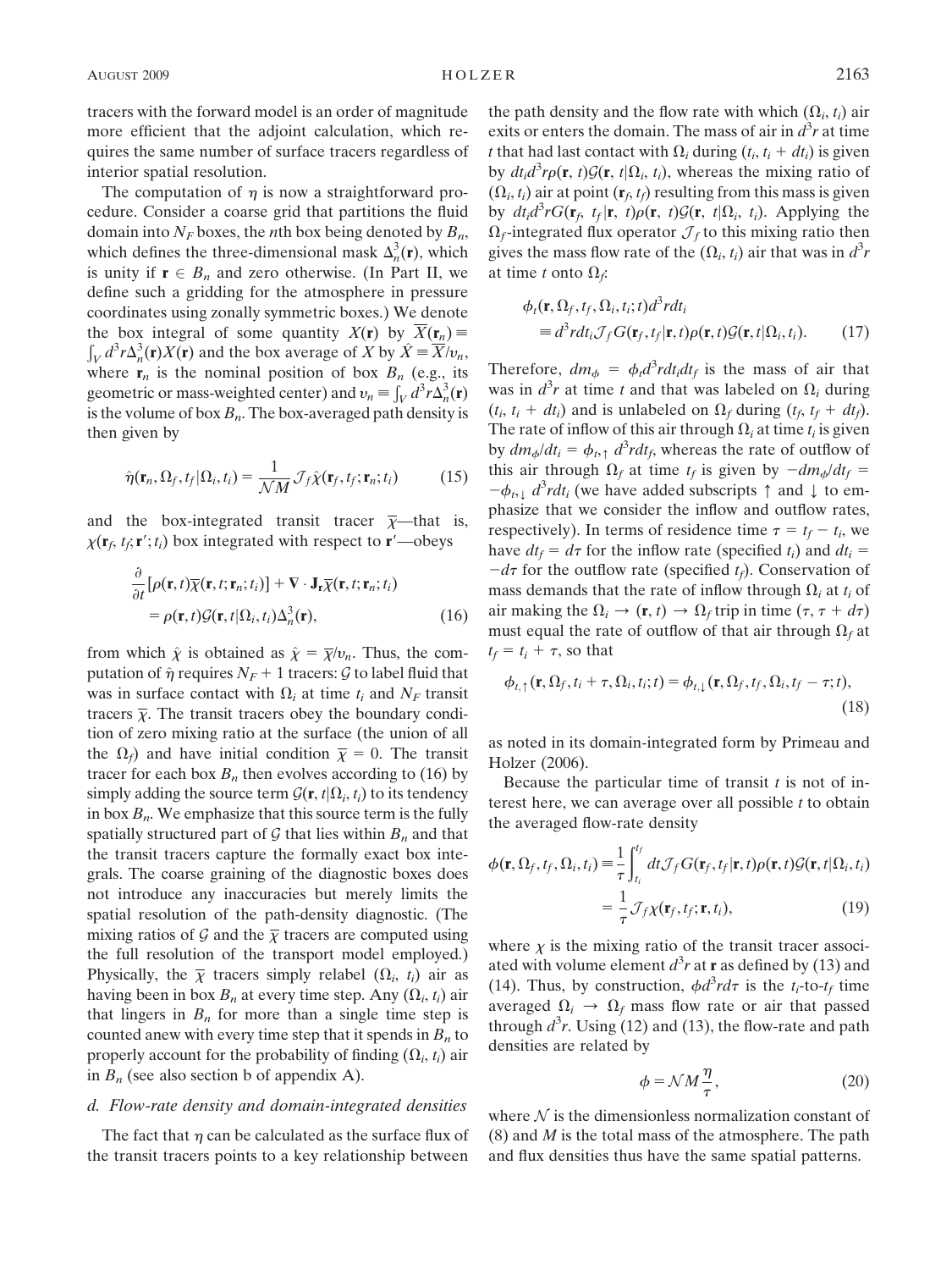tracers with the forward model is an order of magnitude more efficient that the adjoint calculation, which requires the same number of surface tracers regardless of interior spatial resolution.

The computation of $\eta$ is now a straightforward procedure. Consider a coarse grid that partitions the fluid domain into $N_F$ boxes, the $n$th box being denoted by $B_n$, which defines the three-dimensional mask $\Delta_n^3(\mathbf{r})$, which is unity if $\mathbf{r} \in B_n$ and zero otherwise. (In Part II, we define such a gridding for the atmosphere in pressure coordinates using zonally symmetric boxes.) We denote the box integral of some quantity $X(\mathbf{r})$ by $\overline{X}(\mathbf{r}_n) \equiv \int_V d^3r \Delta_n^3(\mathbf{r}) X(\mathbf{r})$ and the box average of $X$ by $\hat{X} \equiv \overline{X}/v_n$, where $\mathbf{r}_n$ is the nominal position of box $B_n$ (e.g., its geometric or mass-weighted center) and $v_n \equiv \int_V d^3r \Delta_n^3(\mathbf{r})$ is the volume of box $B_n$. The box-averaged path density is then given by

$$\hat{\eta}(\mathbf{r}_n, \Omega_f, t_f | \Omega_i, t_i) = \frac{1}{\mathcal{N}M} \mathcal{J}_f \hat{\chi}(\mathbf{r}_f, t_f; \mathbf{r}_n; t_i) \tag{15}$$

and the box-integrated transit tracer $\overline{\chi}$—that is, $\chi(\mathbf{r}_f, t_f; \mathbf{r}'; t_i)$ box integrated with respect to $\mathbf{r}'$—obeys

$$\frac{\partial}{\partial t}[\rho(\mathbf{r}, t)\overline{\chi}(\mathbf{r}, t; \mathbf{r}_n; t_i)] + \nabla \cdot \mathbf{J}_\mathbf{r} \overline{\chi}(\mathbf{r}, t; \mathbf{r}_n; t_i) = \rho(\mathbf{r}, t)\mathcal{G}(\mathbf{r}, t | \Omega_i, t_i)\Delta_n^3(\mathbf{r}), \tag{16}$$

from which $\hat{\chi}$ is obtained as $\hat{\chi} = \overline{\chi}/v_n$. Thus, the computation of $\hat{\eta}$ requires $N_F + 1$ tracers: $\mathcal{G}$ to label fluid that was in surface contact with $\Omega_i$ at time $t_i$ and $N_F$ transit tracers $\overline{\chi}$. The transit tracers obey the boundary condition of zero mixing ratio at the surface (the union of all the $\Omega_f$) and have initial condition $\overline{\chi} = 0$. The transit tracer for each box $B_n$ then evolves according to (16) by simply adding the source term $\mathcal{G}(\mathbf{r}, t | \Omega_i, t_i)$ to its tendency in box $B_n$. We emphasize that this source term is the fully spatially structured part of $\mathcal{G}$ that lies within $B_n$ and that the transit tracers capture the formally exact box integrals. The coarse graining of the diagnostic boxes does not introduce any inaccuracies but merely limits the spatial resolution of the path-density diagnostic. (The mixing ratios of $\mathcal{G}$ and the $\overline{\chi}$ tracers are computed using the full resolution of the transport model employed.) Physically, the $\overline{\chi}$ tracers simply relabel $(\Omega_i, t_i)$ air as having been in box $B_n$ at every time step. Any $(\Omega_i, t_i)$ air that lingers in $B_n$ for more than a single time step is counted anew with every time step that it spends in $B_n$ to properly account for the probability of finding $(\Omega_i, t_i)$ air in $B_n$ (see also section b of appendix A).

### d. Flow-rate density and domain-integrated densities

The fact that $\eta$ can be calculated as the surface flux of the transit tracers points to a key relationship between the path density and the flow rate with which $(\Omega_i, t_i)$ air exits or enters the domain. The mass of air in $d^3r$ at time $t$ that had last contact with $\Omega_i$ during $(t_i, t_i + dt_i)$ is given by $dt_i d^3r \rho(\mathbf{r}, t)\mathcal{G}(\mathbf{r}, t | \Omega_i, t_i)$, whereas the mixing ratio of $(\Omega_i, t_i)$ air at point $(\mathbf{r}_f, t_f)$ resulting from this mass is given by $dt_i d^3r G(\mathbf{r}_f, t_f | \mathbf{r}, t)\rho(\mathbf{r}, t)\mathcal{G}(\mathbf{r}, t | \Omega_i, t_i)$. Applying the $\Omega_f$-integrated flux operator $\mathcal{J}_f$ to this mixing ratio then gives the mass flow rate of the $(\Omega_i, t_i)$ air that was in $d^3r$ at time $t$ onto $\Omega_f$:

$$\phi_t(\mathbf{r}, \Omega_f, t_f, \Omega_i, t_i; t)d^3r dt_i \equiv d^3r dt_i \mathcal{J}_f G(\mathbf{r}_f, t_f | \mathbf{r}, t)\rho(\mathbf{r}, t)\mathcal{G}(\mathbf{r}, t | \Omega_i, t_i). \tag{17}$$

Therefore, $dm_\phi = \phi_t d^3r dt_i dt_f$ is the mass of air that was in $d^3r$ at time $t$ and that was labeled on $\Omega_i$ during $(t_i, t_i + dt_i)$ and is unlabeled on $\Omega_f$ during $(t_f, t_f + dt_f)$. The rate of inflow of this air through $\Omega_i$ at time $t_i$ is given by $dm_\phi/dt_i = \phi_{t,\uparrow} d^3r dt_f$, whereas the rate of outflow of this air through $\Omega_f$ at time $t_f$ is given by $-dm_\phi/dt_f = -\phi_{t,\downarrow} d^3r dt_i$ (we have added subscripts $\uparrow$ and $\downarrow$ to emphasize that we consider the inflow and outflow rates, respectively). In terms of residence time $\tau = t_f - t_i$, we have $dt_f = d\tau$ for the inflow rate (specified $t_i$) and $dt_i = -d\tau$ for the outflow rate (specified $t_f$). Conservation of mass demands that the rate of inflow through $\Omega_i$ at $t_i$ of air making the $\Omega_i \rightarrow (\mathbf{r}, t) \rightarrow \Omega_f$ trip in time $(\tau, \tau + d\tau)$ must equal the rate of outflow of that air through $\Omega_f$ at $t_f = t_i + \tau$, so that

$$\phi_{t,\uparrow}(\mathbf{r}, \Omega_f, t_i + \tau, \Omega_i, t_i; t) = \phi_{t,\downarrow}(\mathbf{r}, \Omega_f, t_f, \Omega_i, t_f - \tau; t), \tag{18}$$

as noted in its domain-integrated form by Primeau and Holzer (2006).

Because the particular time of transit $t$ is not of interest here, we can average over all possible $t$ to obtain the averaged flow-rate density

$$\phi(\mathbf{r}, \Omega_f, t_f, \Omega_i, t_i) \equiv \frac{1}{\tau}\int_{t_i}^{t_f} dt \mathcal{J}_f G(\mathbf{r}_f, t_f | \mathbf{r}, t)\rho(\mathbf{r}, t)\mathcal{G}(\mathbf{r}, t | \Omega_i, t_i) = \frac{1}{\tau}\mathcal{J}_f \chi(\mathbf{r}_f, t_f; \mathbf{r}, t_i), \tag{19}$$

where $\chi$ is the mixing ratio of the transit tracer associated with volume element $d^3r$ at $\mathbf{r}$ as defined by (13) and (14). Thus, by construction, $\phi d^3r d\tau$ is the $t_i$-to-$t_f$ time averaged $\Omega_i \rightarrow \Omega_f$ mass flow rate or air that passed through $d^3r$. Using (12) and (13), the flow-rate and path densities are related by

$$\phi = \mathcal{N}M\frac{\eta}{\tau}, \tag{20}$$

where $\mathcal{N}$ is the dimensionless normalization constant of (8) and $M$ is the total mass of the atmosphere. The path and flux densities thus have the same spatial patterns.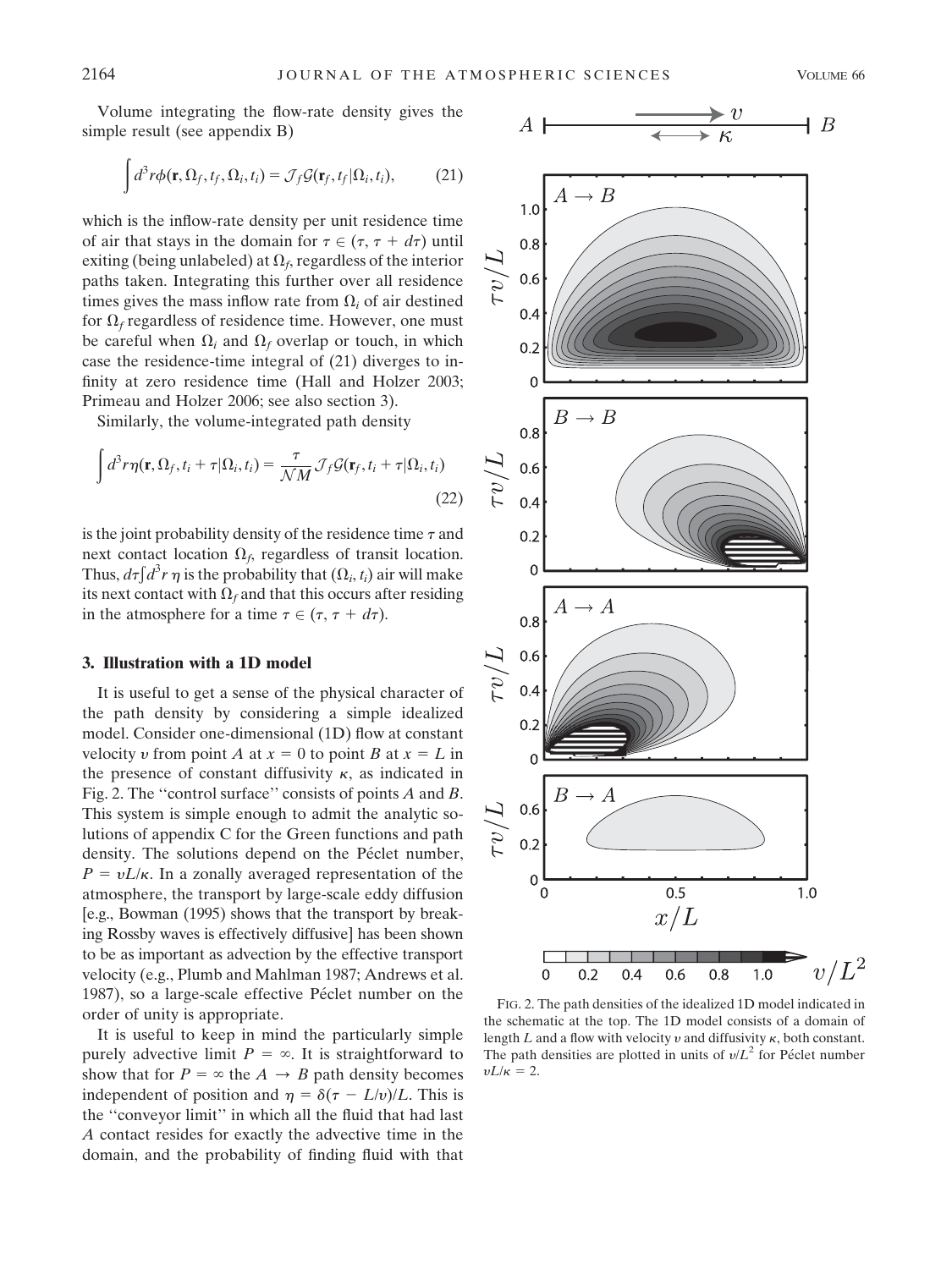Volume integrating the flow-rate density gives the simple result (see appendix B)

$$\int d^3r\phi(\mathbf{r}, \Omega_f, t_f, \Omega_i, t_i) = \mathcal{J}_f \mathcal{G}(\mathbf{r}_f, t_f|\Omega_i, t_i), \tag{21}$$

which is the inflow-rate density per unit residence time of air that stays in the domain for $\tau \in (\tau, \tau + d\tau)$ until exiting (being unlabeled) at $\Omega_f$, regardless of the interior paths taken. Integrating this further over all residence times gives the mass inflow rate from $\Omega_i$ of air destined for $\Omega_f$ regardless of residence time. However, one must be careful when $\Omega_i$ and $\Omega_f$ overlap or touch, in which case the residence-time integral of (21) diverges to infinity at zero residence time (Hall and Holzer 2003; Primeau and Holzer 2006; see also section 3).

Similarly, the volume-integrated path density

$$\int d^3r\eta(\mathbf{r}, \Omega_f, t_i + \tau|\Omega_i, t_i) = \frac{\tau}{\mathcal{N}M} \mathcal{J}_f \mathcal{G}(\mathbf{r}_f, t_i + \tau|\Omega_i, t_i) \tag{22}$$

is the joint probability density of the residence time $\tau$ and next contact location $\Omega_f$, regardless of transit location. Thus, $d\tau \int d^3r\, \eta$ is the probability that $(\Omega_i, t_i)$ air will make its next contact with $\Omega_f$ and that this occurs after residing in the atmosphere for a time $\tau \in (\tau, \tau + d\tau)$.

## 3. Illustration with a 1D model

It is useful to get a sense of the physical character of the path density by considering a simple idealized model. Consider one-dimensional (1D) flow at constant velocity $v$ from point $A$ at $x = 0$ to point $B$ at $x = L$ in the presence of constant diffusivity $\kappa$, as indicated in Fig. 2. The "control surface" consists of points $A$ and $B$. This system is simple enough to admit the analytic solutions of appendix C for the Green functions and path density. The solutions depend on the Péclet number, $P = vL/\kappa$. In a zonally averaged representation of the atmosphere, the transport by large-scale eddy diffusion [e.g., Bowman (1995) shows that the transport by breaking Rossby waves is effectively diffusive] has been shown to be as important as advection by the effective transport velocity (e.g., Plumb and Mahlman 1987; Andrews et al. 1987), so a large-scale effective Péclet number on the order of unity is appropriate.

It is useful to keep in mind the particularly simple purely advective limit $P = \infty$. It is straightforward to show that for $P = \infty$ the $A \rightarrow B$ path density becomes independent of position and $\eta = \delta(\tau - L/v)/L$. This is the "conveyor limit" in which all the fluid that had last $A$ contact resides for exactly the advective time in the domain, and the probability of finding fluid with that

FIG. 2. The path densities of the idealized 1D model indicated in the schematic at the top. The 1D model consists of a domain of length $L$ and a flow with velocity $v$ and diffusivity $\kappa$, both constant. The path densities are plotted in units of $v/L^2$ for Péclet number $vL/\kappa = 2$.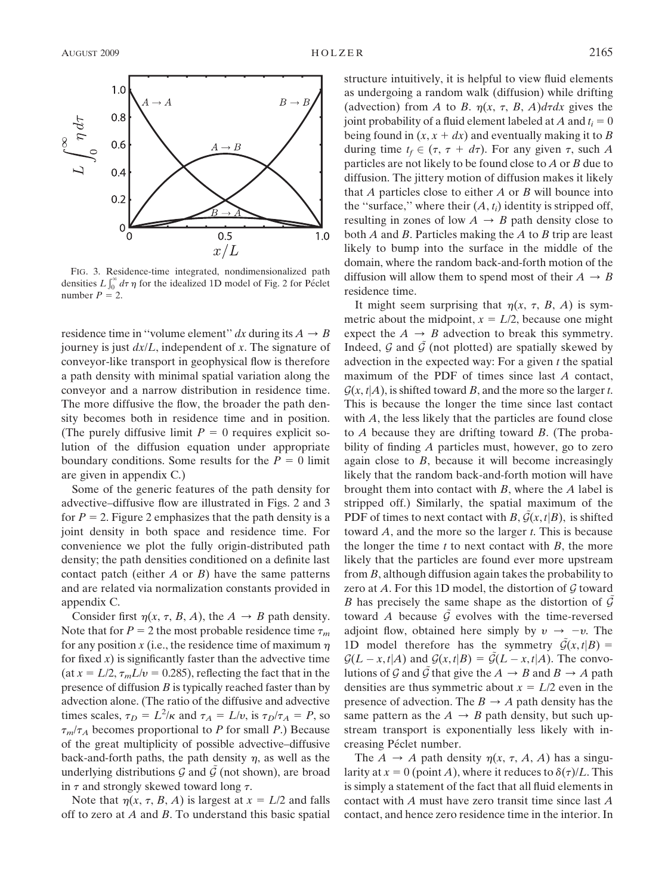FIG. 3. Residence-time integrated, nondimensionalized path densities $L\int_0^\infty d\tau\,\eta$ for the idealized 1D model of Fig. 2 for Péclet number $P = 2$.

residence time in "volume element" $dx$ during its $A \rightarrow B$ journey is just $dx/L$, independent of $x$. The signature of conveyor-like transport in geophysical flow is therefore a path density with minimal spatial variation along the conveyor and a narrow distribution in residence time. The more diffusive the flow, the broader the path density becomes both in residence time and in position. (The purely diffusive limit $P = 0$ requires explicit solution of the diffusion equation under appropriate boundary conditions. Some results for the $P = 0$ limit are given in appendix C.)

Some of the generic features of the path density for advective–diffusive flow are illustrated in Figs. 2 and 3 for $P = 2$. Figure 2 emphasizes that the path density is a joint density in both space and residence time. For convenience we plot the fully origin-distributed path density; the path densities conditioned on a definite last contact patch (either $A$ or $B$) have the same patterns and are related via normalization constants provided in appendix C.

Consider first $\eta(x, \tau, B, A)$, the $A \rightarrow B$ path density. Note that for $P = 2$ the most probable residence time $\tau_m$ for any position $x$ (i.e., the residence time of maximum $\eta$ for fixed $x$) is significantly faster than the advective time (at $x = L/2$, $\tau_m L/v = 0.285$), reflecting the fact that in the presence of diffusion $B$ is typically reached faster than by advection alone. (The ratio of the diffusive and advective times scales, $\tau_D = L^2/\kappa$ and $\tau_A = L/v$, is $\tau_D/\tau_A = P$, so $\tau_m/\tau_A$ becomes proportional to $P$ for small $P$.) Because of the great multiplicity of possible advective–diffusive back-and-forth paths, the path density $\eta$, as well as the underlying distributions $\mathcal{G}$ and $\tilde{\mathcal{G}}$ (not shown), are broad in $\tau$ and strongly skewed toward long $\tau$.

Note that $\eta(x, \tau, B, A)$ is largest at $x = L/2$ and falls off to zero at $A$ and $B$. To understand this basic spatial structure intuitively, it is helpful to view fluid elements as undergoing a random walk (diffusion) while drifting (advection) from $A$ to $B$. $\eta(x, \tau, B, A)d\tau dx$ gives the joint probability of a fluid element labeled at $A$ and $t_i = 0$ being found in $(x, x + dx)$ and eventually making it to $B$ during time $t_f \in (\tau, \tau + d\tau)$. For any given $\tau$, such $A$ particles are not likely to be found close to $A$ or $B$ due to diffusion. The jittery motion of diffusion makes it likely that $A$ particles close to either $A$ or $B$ will bounce into the "surface," where their $(A, t_i)$ identity is stripped off, resulting in zones of low $A \rightarrow B$ path density close to both $A$ and $B$. Particles making the $A$ to $B$ trip are least likely to bump into the surface in the middle of the domain, where the random back-and-forth motion of the diffusion will allow them to spend most of their $A \rightarrow B$ residence time.

It might seem surprising that $\eta(x, \tau, B, A)$ is symmetric about the midpoint, $x = L/2$, because one might expect the $A \rightarrow B$ advection to break this symmetry. Indeed, $\mathcal{G}$ and $\tilde{\mathcal{G}}$ (not plotted) are spatially skewed by advection in the expected way: For a given $t$ the spatial maximum of the PDF of times since last $A$ contact, $\mathcal{G}(x, t|A)$, is shifted toward $B$, and the more so the larger $t$. This is because the longer the time since last contact with $A$, the less likely that the particles are found close to $A$ because they are drifting toward $B$. (The probability of finding $A$ particles must, however, go to zero again close to $B$, because it will become increasingly likely that the random back-and-forth motion will have brought them into contact with $B$, where the $A$ label is stripped off.) Similarly, the spatial maximum of the PDF of times to next contact with $B$, $\tilde{\mathcal{G}}(x, t|B)$, is shifted toward $A$, and the more so the larger $t$. This is because the longer the time $t$ to next contact with $B$, the more likely that the particles are found ever more upstream from $B$, although diffusion again takes the probability to zero at $A$. For this 1D model, the distortion of $\mathcal{G}$ toward $B$ has precisely the same shape as the distortion of $\tilde{\mathcal{G}}$ toward $A$ because $\tilde{\mathcal{G}}$ evolves with the time-reversed adjoint flow, obtained here simply by $v \rightarrow -v$. The 1D model therefore has the symmetry $\tilde{\mathcal{G}}(x, t|B) = \mathcal{G}(L - x, t|A)$ and $\mathcal{G}(x, t|B) = \tilde{\mathcal{G}}(L - x, t|A)$. The convolutions of $\mathcal{G}$ and $\tilde{\mathcal{G}}$ that give the $A \rightarrow B$ and $B \rightarrow A$ path densities are thus symmetric about $x = L/2$ even in the presence of advection. The $B \rightarrow A$ path density has the same pattern as the $A \rightarrow B$ path density, but such upstream transport is exponentially less likely with increasing Péclet number.

The $A \rightarrow A$ path density $\eta(x, \tau, A, A)$ has a singularity at $x = 0$ (point $A$), where it reduces to $\delta(\tau)/L$. This is simply a statement of the fact that all fluid elements in contact with $A$ must have zero transit time since last $A$ contact, and hence zero residence time in the interior. In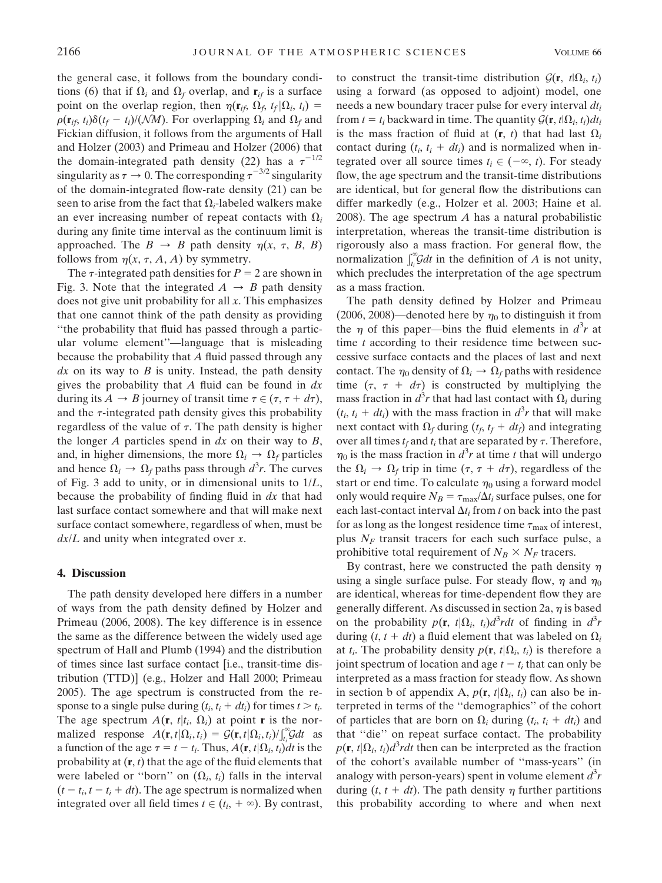the general case, it follows from the boundary conditions (6) that if $\Omega_i$ and $\Omega_f$ overlap, and $\mathbf{r}_{if}$ is a surface point on the overlap region, then $\eta(\mathbf{r}_{if}, \Omega_f, t_f|\Omega_i, t_i) = \rho(\mathbf{r}_{if}, t_i)\delta(t_f - t_i)/(\mathcal{N}M)$. For overlapping $\Omega_i$ and $\Omega_f$ and Fickian diffusion, it follows from the arguments of Hall and Holzer (2003) and Primeau and Holzer (2006) that the domain-integrated path density (22) has a $\tau^{-1/2}$ singularity as $\tau \to 0$. The corresponding $\tau^{-3/2}$ singularity of the domain-integrated flow-rate density (21) can be seen to arise from the fact that $\Omega_i$-labeled walkers make an ever increasing number of repeat contacts with $\Omega_i$ during any finite time interval as the continuum limit is approached. The $B \to B$ path density $\eta(x, \tau, B, B)$ follows from $\eta(x, \tau, A, A)$ by symmetry.

The $\tau$-integrated path densities for $P = 2$ are shown in Fig. 3. Note that the integrated $A \to B$ path density does not give unit probability for all $x$. This emphasizes that one cannot think of the path density as providing "the probability that fluid has passed through a particular volume element"—language that is misleading because the probability that $A$ fluid passed through any $dx$ on its way to $B$ is unity. Instead, the path density gives the probability that $A$ fluid can be found in $dx$ during its $A \to B$ journey of transit time $\tau \in (\tau, \tau + d\tau)$, and the $\tau$-integrated path density gives this probability regardless of the value of $\tau$. The path density is higher the longer $A$ particles spend in $dx$ on their way to $B$, and, in higher dimensions, the more $\Omega_i \to \Omega_f$ particles and hence $\Omega_i \to \Omega_f$ paths pass through $d^3r$. The curves of Fig. 3 add to unity, or in dimensional units to $1/L$, because the probability of finding fluid in $dx$ that had last surface contact somewhere and that will make next surface contact somewhere, regardless of when, must be $dx/L$ and unity when integrated over $x$.

## 4. Discussion

The path density developed here differs in a number of ways from the path density defined by Holzer and Primeau (2006, 2008). The key difference is in essence the same as the difference between the widely used age spectrum of Hall and Plumb (1994) and the distribution of times since last surface contact [i.e., transit-time distribution (TTD)] (e.g., Holzer and Hall 2000; Primeau 2005). The age spectrum is constructed from the response to a single pulse during $(t_i, t_i + dt_i)$ for times $t > t_i$. The age spectrum $A(\mathbf{r}, t|t_i, \Omega_i)$ at point $\mathbf{r}$ is the normalized response $A(\mathbf{r}, t|\Omega_i, t_i) = \mathcal{G}(\mathbf{r}, t|\Omega_i, t_i)/\int_{t_i}^{\infty}\mathcal{G}dt$ as a function of the age $\tau = t - t_i$. Thus, $A(\mathbf{r}, t|\Omega_i, t_i)dt$ is the probability at $(\mathbf{r}, t)$ that the age of the fluid elements that were labeled or "born" on $(\Omega_i, t_i)$ falls in the interval $(t - t_i, t - t_i + dt)$. The age spectrum is normalized when integrated over all field times $t \in (t_i, +\infty)$. By contrast, to construct the transit-time distribution $\mathcal{G}(\mathbf{r}, t|\Omega_i, t_i)$ using a forward (as opposed to adjoint) model, one needs a new boundary tracer pulse for every interval $dt_i$ from $t = t_i$ backward in time. The quantity $\mathcal{G}(\mathbf{r}, t|\Omega_i, t_i)dt_i$ is the mass fraction of fluid at $(\mathbf{r}, t)$ that had last $\Omega_i$ contact during $(t_i, t_i + dt_i)$ and is normalized when integrated over all source times $t_i \in (-\infty, t)$. For steady flow, the age spectrum and the transit-time distributions are identical, but for general flow the distributions can differ markedly (e.g., Holzer et al. 2003; Haine et al. 2008). The age spectrum $A$ has a natural probabilistic interpretation, whereas the transit-time distribution is rigorously also a mass fraction. For general flow, the normalization $\int_{t_i}^{\infty}\mathcal{G}dt$ in the definition of $A$ is not unity, which precludes the interpretation of the age spectrum as a mass fraction.

The path density defined by Holzer and Primeau (2006, 2008)—denoted here by $\eta_0$ to distinguish it from the $\eta$ of this paper—bins the fluid elements in $d^3r$ at time $t$ according to their residence time between successive surface contacts and the places of last and next contact. The $\eta_0$ density of $\Omega_i \to \Omega_f$ paths with residence time $(\tau, \tau + d\tau)$ is constructed by multiplying the mass fraction in $d^3r$ that had last contact with $\Omega_i$ during $(t_i, t_i + dt_i)$ with the mass fraction in $d^3r$ that will make next contact with $\Omega_f$ during $(t_f, t_f + dt_f)$ and integrating over all times $t_f$ and $t_i$ that are separated by $\tau$. Therefore, $\eta_0$ is the mass fraction in $d^3r$ at time $t$ that will undergo the $\Omega_i \to \Omega_f$ trip in time $(\tau, \tau + d\tau)$, regardless of the start or end time. To calculate $\eta_0$ using a forward model only would require $N_B = \tau_{max}/\Delta t_i$ surface pulses, one for each last-contact interval $\Delta t_i$ from $t$ on back into the past for as long as the longest residence time $\tau_{max}$ of interest, plus $N_F$ transit tracers for each such surface pulse, a prohibitive total requirement of $N_B \times N_F$ tracers.

By contrast, here we constructed the path density $\eta$ using a single surface pulse. For steady flow, $\eta$ and $\eta_0$ are identical, whereas for time-dependent flow they are generally different. As discussed in section 2a, $\eta$ is based on the probability $p(\mathbf{r}, t|\Omega_i, t_i)d^3rdt$ of finding in $d^3r$ during $(t, t + dt)$ a fluid element that was labeled on $\Omega_i$ at $t_i$. The probability density $p(\mathbf{r}, t|\Omega_i, t_i)$ is therefore a joint spectrum of location and age $t - t_i$ that can only be interpreted as a mass fraction for steady flow. As shown in section b of appendix A, $p(\mathbf{r}, t|\Omega_i, t_i)$ can also be interpreted in terms of the "demographics" of the cohort of particles that are born on $\Omega_i$ during $(t_i, t_i + dt_i)$ and that "die" on repeat surface contact. The probability $p(\mathbf{r}, t|\Omega_i, t_i)d^3rdt$ then can be interpreted as the fraction of the cohort's available number of "mass-years" (in analogy with person-years) spent in volume element $d^3r$ during $(t, t + dt)$. The path density $\eta$ further partitions this probability according to where and when next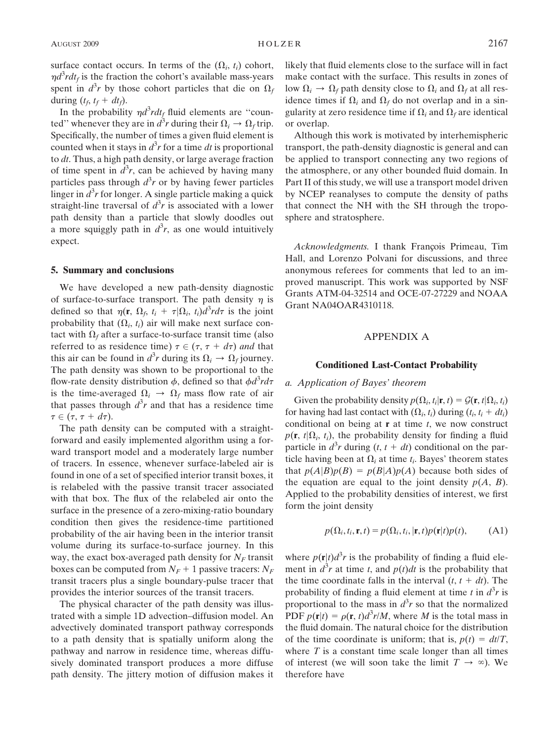surface contact occurs. In terms of the $(\Omega_i, t_i)$ cohort, $\eta d^3r dt_f$ is the fraction the cohort's available mass-years spent in $d^3r$ by those cohort particles that die on $\Omega_f$ during $(t_f, t_f + dt_f)$.

In the probability $\eta d^3r dt_f$ fluid elements are "counted" whenever they are in $d^3r$ during their $\Omega_i \rightarrow \Omega_f$ trip. Specifically, the number of times a given fluid element is counted when it stays in $d^3r$ for a time $dt$ is proportional to $dt$. Thus, a high path density, or large average fraction of time spent in $d^3r$, can be achieved by having many particles pass through $d^3r$ or by having fewer particles linger in $d^3r$ for longer. A single particle making a quick straight-line traversal of $d^3r$ is associated with a lower path density than a particle that slowly doodles out a more squiggly path in $d^3r$, as one would intuitively expect.

## 5. Summary and conclusions

We have developed a new path-density diagnostic of surface-to-surface transport. The path density $\eta$ is defined so that $\eta(\mathbf{r}, \Omega_f, t_i + \tau | \Omega_i, t_i) d^3r d\tau$ is the joint probability that $(\Omega_i, t_i)$ air will make next surface contact with $\Omega_f$ after a surface-to-surface transit time (also referred to as residence time) $\tau \in (\tau, \tau + d\tau)$ *and* that this air can be found in $d^3r$ during its $\Omega_i \rightarrow \Omega_f$ journey. The path density was shown to be proportional to the flow-rate density distribution $\phi$, defined so that $\phi d^3r d\tau$ is the time-averaged $\Omega_i \rightarrow \Omega_f$ mass flow rate of air that passes through $d^3r$ and that has a residence time $\tau \in (\tau, \tau + d\tau)$.

The path density can be computed with a straightforward and easily implemented algorithm using a forward transport model and a moderately large number of tracers. In essence, whenever surface-labeled air is found in one of a set of specified interior transit boxes, it is relabeled with the passive transit tracer associated with that box. The flux of the relabeled air onto the surface in the presence of a zero-mixing-ratio boundary condition then gives the residence-time partitioned probability of the air having been in the interior transit volume during its surface-to-surface journey. In this way, the exact box-averaged path density for $N_F$ transit boxes can be computed from $N_F + 1$ passive tracers: $N_F$ transit tracers plus a single boundary-pulse tracer that provides the interior sources of the transit tracers.

The physical character of the path density was illustrated with a simple 1D advection–diffusion model. An advectively dominated transport pathway corresponds to a path density that is spatially uniform along the pathway and narrow in residence time, whereas diffusively dominated transport produces a more diffuse path density. The jittery motion of diffusion makes it likely that fluid elements close to the surface will in fact make contact with the surface. This results in zones of low $\Omega_i \rightarrow \Omega_f$ path density close to $\Omega_i$ and $\Omega_f$ at all residence times if $\Omega_i$ and $\Omega_f$ do not overlap and in a singularity at zero residence time if $\Omega_i$ and $\Omega_f$ are identical or overlap.

Although this work is motivated by interhemispheric transport, the path-density diagnostic is general and can be applied to transport connecting any two regions of the atmosphere, or any other bounded fluid domain. In Part II of this study, we will use a transport model driven by NCEP reanalyses to compute the density of paths that connect the NH with the SH through the troposphere and stratosphere.

*Acknowledgments.* I thank François Primeau, Tim Hall, and Lorenzo Polvani for discussions, and three anonymous referees for comments that led to an improved manuscript. This work was supported by NSF Grants ATM-04-32514 and OCE-07-27229 and NOAA Grant NA04OAR4310118.

## APPENDIX A

### Conditioned Last-Contact Probability

*a. Application of Bayes' theorem*

Given the probability density $p(\Omega_i, t_i | \mathbf{r}, t) = \mathcal{G}(\mathbf{r}, t | \Omega_i, t_i)$ for having had last contact with $(\Omega_i, t_i)$ during $(t_i, t_i + dt_i)$ conditional on being at $\mathbf{r}$ at time $t$, we now construct $p(\mathbf{r}, t | \Omega_i, t_i)$, the probability density for finding a fluid particle in $d^3r$ during $(t, t + dt)$ conditional on the particle having been at $\Omega_i$ at time $t_i$. Bayes' theorem states that $p(A|B)p(B) = p(B|A)p(A)$ because both sides of the equation are equal to the joint density $p(A, B)$. Applied to the probability densities of interest, we first form the joint density

$$p(\Omega_i, t_i, \mathbf{r}, t) = p(\Omega_i, t_i, |\mathbf{r}, t) p(\mathbf{r}|t) p(t), \tag{A1}$$

where $p(\mathbf{r}|t)d^3r$ is the probability of finding a fluid element in $d^3r$ at time $t$, and $p(t)dt$ is the probability that the time coordinate falls in the interval $(t, t + dt)$. The probability of finding a fluid element at time $t$ in $d^3r$ is proportional to the mass in $d^3r$ so that the normalized PDF $p(\mathbf{r}|t) = \rho(\mathbf{r}, t)d^3r/M$, where $M$ is the total mass in the fluid domain. The natural choice for the distribution of the time coordinate is uniform; that is, $p(t) = dt/T$, where $T$ is a constant time scale longer than all times of interest (we will soon take the limit $T \rightarrow \infty$). We therefore have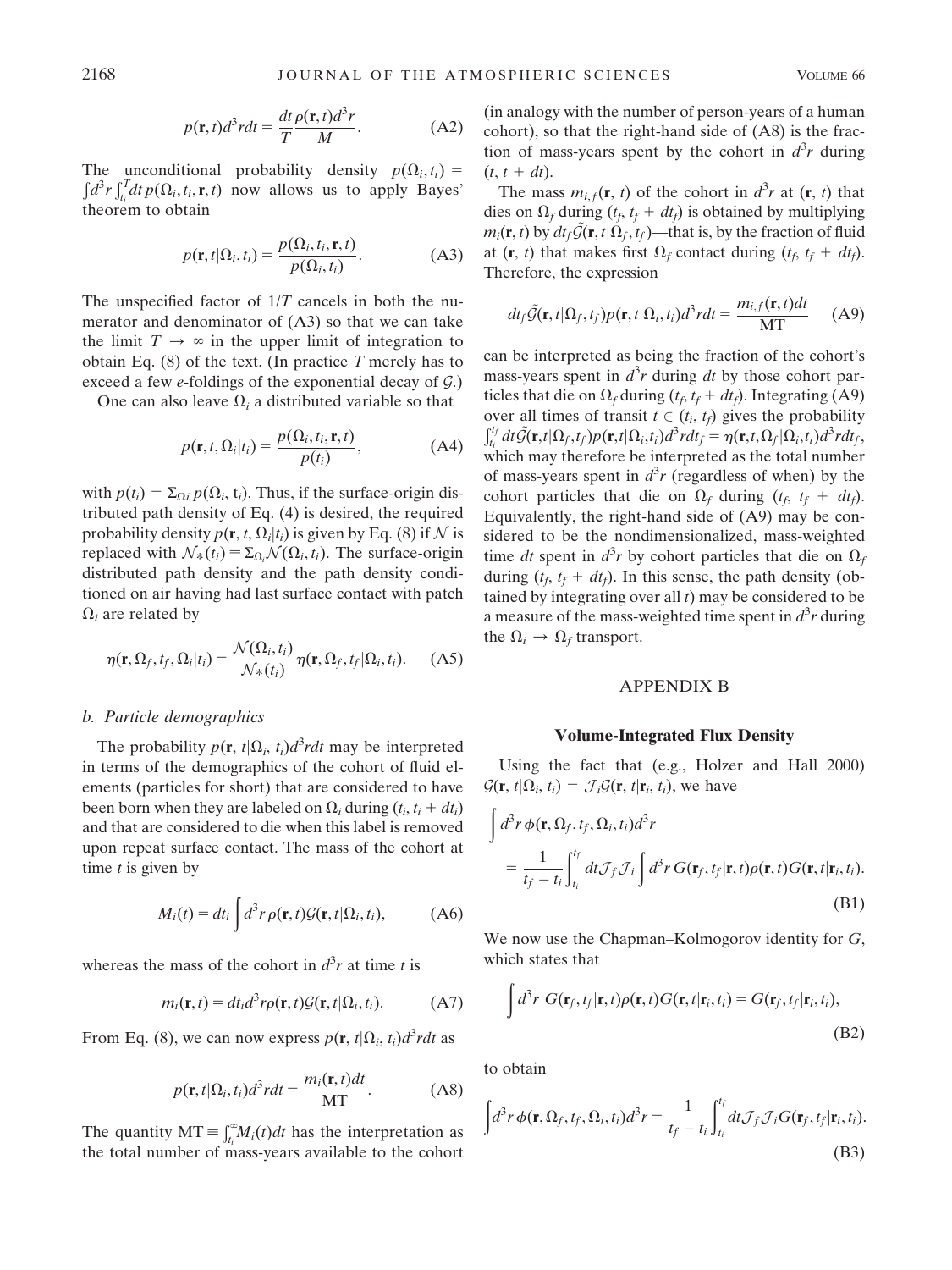$$p(\mathbf{r}, t)d^3r dt = \frac{dt}{T}\frac{\rho(\mathbf{r}, t)d^3r}{M}. \tag{A2}$$

The unconditional probability density $p(\Omega_i, t_i) = \int d^3r \int_{t_i}^{T} dt\, p(\Omega_i, t_i, \mathbf{r}, t)$ now allows us to apply Bayes' theorem to obtain

$$p(\mathbf{r}, t|\Omega_i, t_i) = \frac{p(\Omega_i, t_i, \mathbf{r}, t)}{p(\Omega_i, t_i)}. \tag{A3}$$

The unspecified factor of $1/T$ cancels in both the numerator and denominator of (A3) so that we can take the limit $T \to \infty$ in the upper limit of integration to obtain Eq. (8) of the text. (In practice $T$ merely has to exceed a few $e$-foldings of the exponential decay of $\mathcal{G}$.)

One can also leave $\Omega_i$ a distributed variable so that

$$p(\mathbf{r}, t, \Omega_i|t_i) = \frac{p(\Omega_i, t_i, \mathbf{r}, t)}{p(t_i)}, \tag{A4}$$

with $p(t_i) = \Sigma_{\Omega i}\, p(\Omega_i, t_i)$. Thus, if the surface-origin distributed path density of Eq. (4) is desired, the required probability density $p(\mathbf{r}, t, \Omega_i|t_i)$ is given by Eq. (8) if $\mathcal{N}$ is replaced with $\mathcal{N}_*(t_i) \equiv \Sigma_{\Omega_i}\mathcal{N}(\Omega_i, t_i)$. The surface-origin distributed path density and the path density conditioned on air having had last surface contact with patch $\Omega_i$ are related by

$$\eta(\mathbf{r}, \Omega_f, t_f, \Omega_i|t_i) = \frac{\mathcal{N}(\Omega_i, t_i)}{\mathcal{N}_*(t_i)}\eta(\mathbf{r}, \Omega_f, t_f|\Omega_i, t_i). \tag{A5}$$

### b. Particle demographics

The probability $p(\mathbf{r}, t|\Omega_i, t_i)d^3r dt$ may be interpreted in terms of the demographics of the cohort of fluid elements (particles for short) that are considered to have been born when they are labeled on $\Omega_i$ during $(t_i, t_i + dt_i)$ and that are considered to die when this label is removed upon repeat surface contact. The mass of the cohort at time $t$ is given by

$$M_i(t) = dt_i \int d^3r\, \rho(\mathbf{r}, t)\mathcal{G}(\mathbf{r}, t|\Omega_i, t_i), \tag{A6}$$

whereas the mass of the cohort in $d^3r$ at time $t$ is

$$m_i(\mathbf{r}, t) = dt_i d^3r \rho(\mathbf{r}, t)\mathcal{G}(\mathbf{r}, t|\Omega_i, t_i). \tag{A7}$$

From Eq. (8), we can now express $p(\mathbf{r}, t|\Omega_i, t_i)d^3r dt$ as

$$p(\mathbf{r}, t|\Omega_i, t_i)d^3r dt = \frac{m_i(\mathbf{r}, t)dt}{\mathrm{MT}}. \tag{A8}$$

The quantity $\mathrm{MT} \equiv \int_{t_i}^{\infty} M_i(t)dt$ has the interpretation as the total number of mass-years available to the cohort (in analogy with the number of person-years of a human cohort), so that the right-hand side of (A8) is the fraction of mass-years spent by the cohort in $d^3r$ during $(t, t + dt)$.

The mass $m_{i,f}(\mathbf{r}, t)$ of the cohort in $d^3r$ at $(\mathbf{r}, t)$ that dies on $\Omega_f$ during $(t_f, t_f + dt_f)$ is obtained by multiplying $m_i(\mathbf{r}, t)$ by $dt_f \tilde{\mathcal{G}}(\mathbf{r}, t|\Omega_f, t_f)$—that is, by the fraction of fluid at $(\mathbf{r}, t)$ that makes first $\Omega_f$ contact during $(t_f, t_f + dt_f)$. Therefore, the expression

$$dt_f \tilde{\mathcal{G}}(\mathbf{r}, t|\Omega_f, t_f)p(\mathbf{r}, t|\Omega_i, t_i)d^3r dt = \frac{m_{i,f}(\mathbf{r}, t)dt}{\mathrm{MT}} \tag{A9}$$

can be interpreted as being the fraction of the cohort's mass-years spent in $d^3r$ during $dt$ by those cohort particles that die on $\Omega_f$ during $(t_f, t_f + dt_f)$. Integrating (A9) over all times of transit $t \in (t_i, t_f)$ gives the probability $\int_{t_i}^{t_f} dt \tilde{\mathcal{G}}(\mathbf{r}, t|\Omega_f, t_f)p(\mathbf{r}, t|\Omega_i, t_i)d^3r dt_f = \eta(\mathbf{r}, t, \Omega_f|\Omega_i, t_i)d^3r dt_f$, which may therefore be interpreted as the total number of mass-years spent in $d^3r$ (regardless of when) by the cohort particles that die on $\Omega_f$ during $(t_f, t_f + dt_f)$. Equivalently, the right-hand side of (A9) may be considered to be the nondimensionalized, mass-weighted time $dt$ spent in $d^3r$ by cohort particles that die on $\Omega_f$ during $(t_f, t_f + dt_f)$. In this sense, the path density (obtained by integrating over all $t$) may be considered to be a measure of the mass-weighted time spent in $d^3r$ during the $\Omega_i \to \Omega_f$ transport.

## APPENDIX B

### Volume-Integrated Flux Density

Using the fact that (e.g., Holzer and Hall 2000) $\mathcal{G}(\mathbf{r}, t|\Omega_i, t_i) = \mathcal{J}_i G(\mathbf{r}, t|\mathbf{r}_i, t_i)$, we have

$$\int d^3r\, \phi(\mathbf{r}, \Omega_f, t_f, \Omega_i, t_i)d^3r = \frac{1}{t_f - t_i}\int_{t_i}^{t_f} dt \mathcal{J}_f \mathcal{J}_i \int d^3r\, G(\mathbf{r}_f, t_f|\mathbf{r}, t)\rho(\mathbf{r}, t)G(\mathbf{r}, t|\mathbf{r}_i, t_i). \tag{B1}$$

We now use the Chapman–Kolmogorov identity for $G$, which states that

$$\int d^3r\, G(\mathbf{r}_f, t_f|\mathbf{r}, t)\rho(\mathbf{r}, t)G(\mathbf{r}, t|\mathbf{r}_i, t_i) = G(\mathbf{r}_f, t_f|\mathbf{r}_i, t_i), \tag{B2}$$

to obtain

$$\int d^3r\, \phi(\mathbf{r}, \Omega_f, t_f, \Omega_i, t_i)d^3r = \frac{1}{t_f - t_i}\int_{t_i}^{t_f} dt \mathcal{J}_f \mathcal{J}_i G(\mathbf{r}_f, t_f|\mathbf{r}_i, t_i). \tag{B3}$$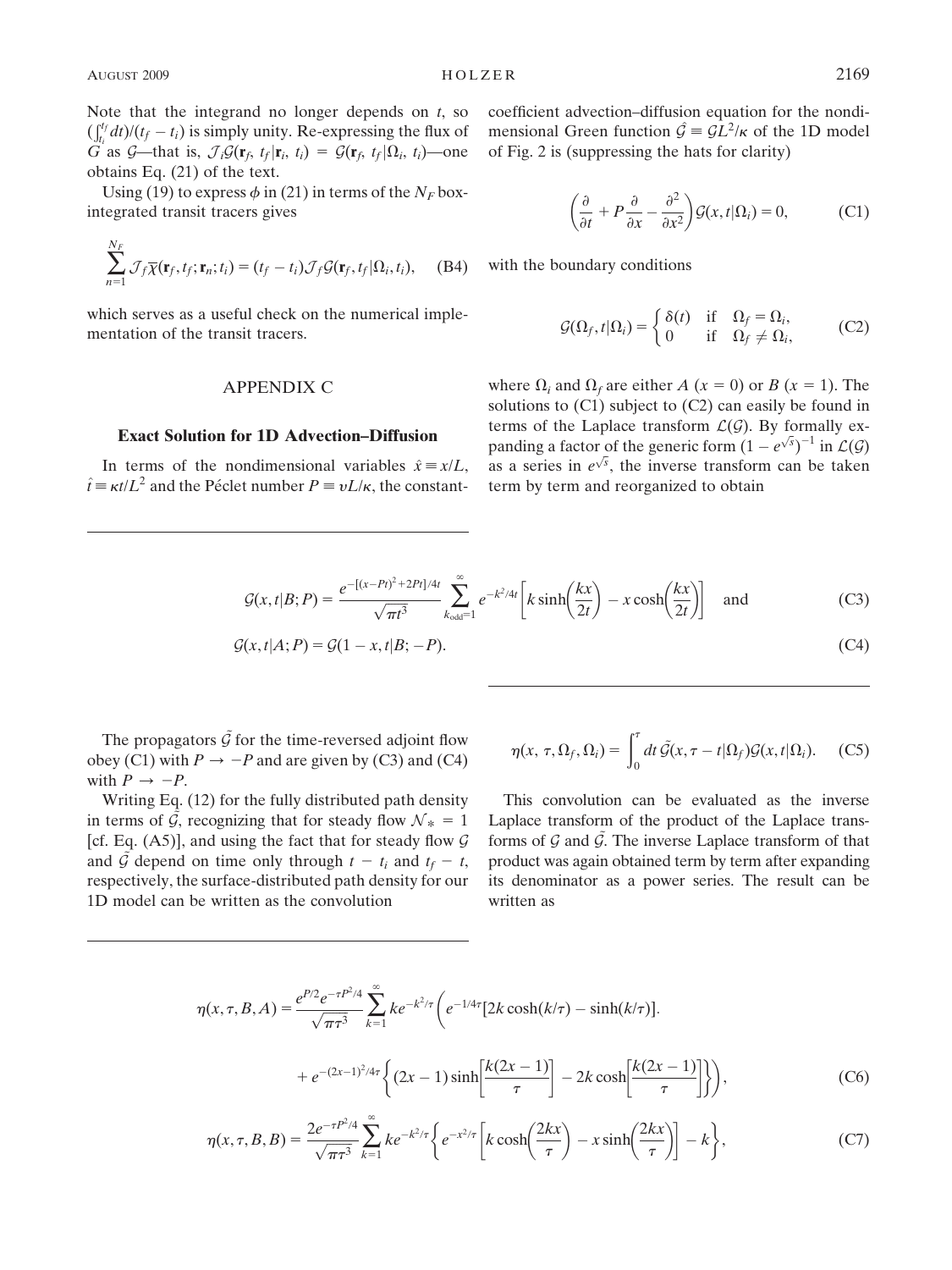Note that the integrand no longer depends on $t$, so $(\int_{t_i}^{t_f} dt)/(t_f - t_i)$ is simply unity. Re-expressing the flux of $G$ as $\mathcal{G}$—that is, $\mathcal{J}_i\mathcal{G}(\mathbf{r}_f, t_f|\mathbf{r}_i, t_i) = \mathcal{G}(\mathbf{r}_f, t_f|\Omega_i, t_i)$—one obtains Eq. (21) of the text.

Using (19) to express $\phi$ in (21) in terms of the $N_F$ box-integrated transit tracers gives

$$\sum_{n=1}^{N_F} \mathcal{J}_f \overline{\chi}(\mathbf{r}_f, t_f; \mathbf{r}_n; t_i) = (t_f - t_i)\mathcal{J}_f \mathcal{G}(\mathbf{r}_f, t_f|\Omega_i, t_i), \quad \text{(B4)}$$

which serves as a useful check on the numerical implementation of the transit tracers.

## APPENDIX C

### Exact Solution for 1D Advection–Diffusion

In terms of the nondimensional variables $\hat{x} \equiv x/L$, $\hat{t} \equiv \kappa t/L^2$ and the Péclet number $P \equiv vL/\kappa$, the constant-coefficient advection–diffusion equation for the nondimensional Green function $\hat{\mathcal{G}} \equiv \mathcal{G}L^2/\kappa$ of the 1D model of Fig. 2 is (suppressing the hats for clarity)

$$\left(\frac{\partial}{\partial t} + P\frac{\partial}{\partial x} - \frac{\partial^2}{\partial x^2}\right)\mathcal{G}(x, t|\Omega_i) = 0, \quad \text{(C1)}$$

with the boundary conditions

$$\mathcal{G}(\Omega_f, t|\Omega_i) = \begin{cases} \delta(t) & \text{if} \quad \Omega_f = \Omega_i, \\ 0 & \text{if} \quad \Omega_f \neq \Omega_i, \end{cases} \quad \text{(C2)}$$

where $\Omega_i$ and $\Omega_f$ are either $A$ ($x = 0$) or $B$ ($x = 1$). The solutions to (C1) subject to (C2) can easily be found in terms of the Laplace transform $\mathcal{L}(\mathcal{G})$. By formally expanding a factor of the generic form $(1 - e^{\sqrt{s}})^{-1}$ in $\mathcal{L}(\mathcal{G})$ as a series in $e^{\sqrt{s}}$, the inverse transform can be taken term by term and reorganized to obtain

$$\mathcal{G}(x, t|B; P) = \frac{e^{-[(x-Pt)^2+2Pt]/4t}}{\sqrt{\pi t^3}} \sum_{k_{\text{odd}}=1}^{\infty} e^{-k^2/4t}\left[k \sinh\left(\frac{kx}{2t}\right) - x \cosh\left(\frac{kx}{2t}\right)\right] \quad \text{and} \quad \text{(C3)}$$

$$\mathcal{G}(x, t|A; P) = \mathcal{G}(1 - x, t|B; -P). \quad \text{(C4)}$$

The propagators $\tilde{\mathcal{G}}$ for the time-reversed adjoint flow obey (C1) with $P \to -P$ and are given by (C3) and (C4) with $P \to -P$.

Writing Eq. (12) for the fully distributed path density in terms of $\tilde{\mathcal{G}}$, recognizing that for steady flow $\mathcal{N}_* = 1$ [cf. Eq. (A5)], and using the fact that for steady flow $\mathcal{G}$ and $\tilde{\mathcal{G}}$ depend on time only through $t - t_i$ and $t_f - t$, respectively, the surface-distributed path density for our 1D model can be written as the convolution

$$\eta(x, \tau, \Omega_f, \Omega_i) = \int_0^{\tau} dt\, \tilde{\mathcal{G}}(x, \tau - t|\Omega_f)\mathcal{G}(x, t|\Omega_i). \quad \text{(C5)}$$

This convolution can be evaluated as the inverse Laplace transform of the product of the Laplace transforms of $\mathcal{G}$ and $\tilde{\mathcal{G}}$. The inverse Laplace transform of that product was again obtained term by term after expanding its denominator as a power series. The result can be written as

$$\eta(x, \tau, B, A) = \frac{e^{P/2}e^{-\tau P^2/4}}{\sqrt{\pi\tau^3}} \sum_{k=1}^{\infty} k e^{-k^2/\tau}\left(e^{-1/4\tau}[2k\cosh(k/\tau) - \sinh(k/\tau)]\right.$$

$$\left. + e^{-(2x-1)^2/4\tau}\left\{(2x - 1)\sinh\left[\frac{k(2x-1)}{\tau}\right] - 2k\cosh\left[\frac{k(2x-1)}{\tau}\right]\right\}\right), \quad \text{(C6)}$$

$$\eta(x, \tau, B, B) = \frac{2e^{-\tau P^2/4}}{\sqrt{\pi\tau^3}} \sum_{k=1}^{\infty} k e^{-k^2/\tau}\left\{e^{-x^2/\tau}\left[k\cosh\left(\frac{2kx}{\tau}\right) - x\sinh\left(\frac{2kx}{\tau}\right)\right] - k\right\}, \quad \text{(C7)}$$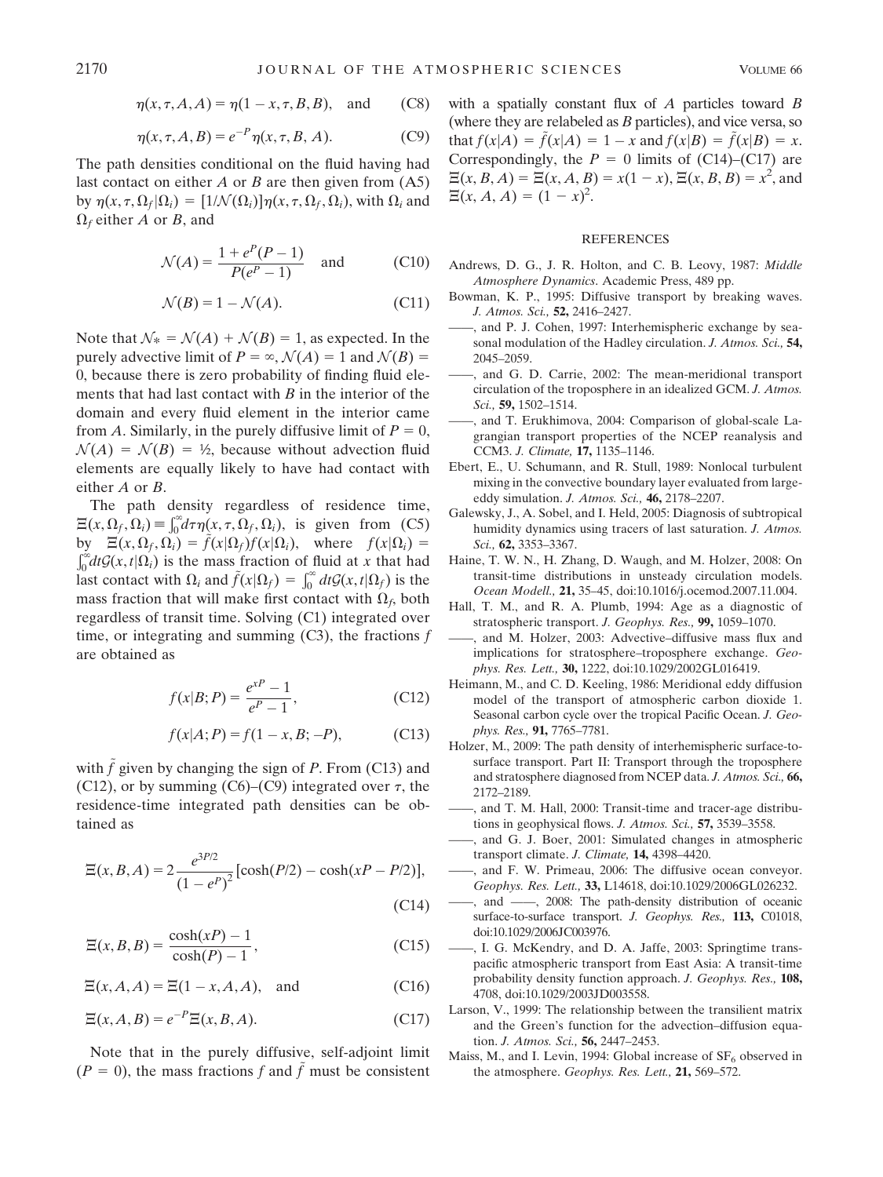$$\eta(x, \tau, A, A) = \eta(1 - x, \tau, B, B), \quad \text{and} \tag{C8}$$

$$\eta(x, \tau, A, B) = e^{-P}\eta(x, \tau, B, A). \tag{C9}$$

The path densities conditional on the fluid having had last contact on either $A$ or $B$ are then given from (A5) by $\eta(x, \tau, \Omega_f|\Omega_i) = [1/\mathcal{N}(\Omega_i)]\eta(x, \tau, \Omega_f, \Omega_i)$, with $\Omega_i$ and $\Omega_f$ either $A$ or $B$, and

$$\mathcal{N}(A) = \frac{1 + e^P(P - 1)}{P(e^P - 1)} \quad \text{and} \tag{C10}$$

$$\mathcal{N}(B) = 1 - \mathcal{N}(A). \tag{C11}$$

Note that $\mathcal{N}_* = \mathcal{N}(A) + \mathcal{N}(B) = 1$, as expected. In the purely advective limit of $P = \infty$, $\mathcal{N}(A) = 1$ and $\mathcal{N}(B) = 0$, because there is zero probability of finding fluid elements that had last contact with $B$ in the interior of the domain and every fluid element in the interior came from $A$. Similarly, in the purely diffusive limit of $P = 0$, $\mathcal{N}(A) = \mathcal{N}(B) = ½$, because without advection fluid elements are equally likely to have had contact with either $A$ or $B$.

The path density regardless of residence time, $\Xi(x, \Omega_f, \Omega_i) \equiv \int_0^\infty d\tau\eta(x, \tau, \Omega_f, \Omega_i)$, is given from (C5) by $\Xi(x, \Omega_f, \Omega_i) = \tilde{f}(x|\Omega_f)f(x|\Omega_i)$, where $f(x|\Omega_i) = \int_0^\infty dt\mathcal{G}(x, t|\Omega_i)$ is the mass fraction of fluid at $x$ that had last contact with $\Omega_i$ and $\tilde{f}(x|\Omega_f) = \int_0^\infty dt\tilde{\mathcal{G}}(x, t|\Omega_f)$ is the mass fraction that will make first contact with $\Omega_f$, both regardless of transit time. Solving (C1) integrated over time, or integrating and summing (C3), the fractions $f$ are obtained as

$$f(x|B; P) = \frac{e^{xP} - 1}{e^P - 1}, \tag{C12}$$

$$f(x|A; P) = f(1 - x, B; -P), \tag{C13}$$

with $\tilde{f}$ given by changing the sign of $P$. From (C13) and (C12), or by summing (C6)–(C9) integrated over $\tau$, the residence-time integrated path densities can be obtained as

$$\Xi(x, B, A) = 2\frac{e^{3P/2}}{(1 - e^P)^2}[\cosh(P/2) - \cosh(xP - P/2)], \tag{C14}$$

$$\Xi(x, B, B) = \frac{\cosh(xP) - 1}{\cosh(P) - 1}, \tag{C15}$$

$$\Xi(x, A, A) = \Xi(1 - x, A, A), \quad \text{and} \tag{C16}$$

$$\Xi(x, A, B) = e^{-P}\Xi(x, B, A). \tag{C17}$$

Note that in the purely diffusive, self-adjoint limit ($P = 0$), the mass fractions $f$ and $\tilde{f}$ must be consistent with a spatially constant flux of $A$ particles toward $B$ (where they are relabeled as $B$ particles), and vice versa, so that $f(x|A) = \tilde{f}(x|A) = 1 - x$ and $f(x|B) = \tilde{f}(x|B) = x$. Correspondingly, the $P = 0$ limits of (C14)–(C17) are $\Xi(x, B, A) = \Xi(x, A, B) = x(1 - x)$, $\Xi(x, B, B) = x^2$, and $\Xi(x, A, A) = (1 - x)^2$.

## REFERENCES

Andrews, D. G., J. R. Holton, and C. B. Leovy, 1987: *Middle Atmosphere Dynamics*. Academic Press, 489 pp.

Bowman, K. P., 1995: Diffusive transport by breaking waves. *J. Atmos. Sci.,* **52,** 2416–2427.

——, and P. J. Cohen, 1997: Interhemispheric exchange by seasonal modulation of the Hadley circulation. *J. Atmos. Sci.,* **54,** 2045–2059.

——, and G. D. Carrie, 2002: The mean-meridional transport circulation of the troposphere in an idealized GCM. *J. Atmos. Sci.,* **59,** 1502–1514.

——, and T. Erukhimova, 2004: Comparison of global-scale Lagrangian transport properties of the NCEP reanalysis and CCM3. *J. Climate,* **17,** 1135–1146.

Ebert, E., U. Schumann, and R. Stull, 1989: Nonlocal turbulent mixing in the convective boundary layer evaluated from large-eddy simulation. *J. Atmos. Sci.,* **46,** 2178–2207.

Galewsky, J., A. Sobel, and I. Held, 2005: Diagnosis of subtropical humidity dynamics using tracers of last saturation. *J. Atmos. Sci.,* **62,** 3353–3367.

Haine, T. W. N., H. Zhang, D. Waugh, and M. Holzer, 2008: On transit-time distributions in unsteady circulation models. *Ocean Modell.,* **21,** 35–45, doi:10.1016/j.ocemod.2007.11.004.

Hall, T. M., and R. A. Plumb, 1994: Age as a diagnostic of stratospheric transport. *J. Geophys. Res.,* **99,** 1059–1070.

——, and M. Holzer, 2003: Advective–diffusive mass flux and implications for stratosphere–troposphere exchange. *Geophys. Res. Lett.,* **30,** 1222, doi:10.1029/2002GL016419.

Heimann, M., and C. D. Keeling, 1986: Meridional eddy diffusion model of the transport of atmospheric carbon dioxide 1. Seasonal carbon cycle over the tropical Pacific Ocean. *J. Geophys. Res.,* **91,** 7765–7781.

Holzer, M., 2009: The path density of interhemispheric surface-to-surface transport. Part II: Transport through the troposphere and stratosphere diagnosed from NCEP data. *J. Atmos. Sci.,* **66,** 2172–2189.

——, and T. M. Hall, 2000: Transit-time and tracer-age distributions in geophysical flows. *J. Atmos. Sci.,* **57,** 3539–3558.

——, and G. J. Boer, 2001: Simulated changes in atmospheric transport climate. *J. Climate,* **14,** 4398–4420.

——, and F. W. Primeau, 2006: The diffusive ocean conveyor. *Geophys. Res. Lett.,* **33,** L14618, doi:10.1029/2006GL026232.

——, and ——, 2008: The path-density distribution of oceanic surface-to-surface transport. *J. Geophys. Res.,* **113,** C01018, doi:10.1029/2006JC003976.

——, I. G. McKendry, and D. A. Jaffe, 2003: Springtime trans-pacific atmospheric transport from East Asia: A transit-time probability density function approach. *J. Geophys. Res.,* **108,** 4708, doi:10.1029/2003JD003558.

Larson, V., 1999: The relationship between the transilient matrix and the Green's function for the advection–diffusion equation. *J. Atmos. Sci.,* **56,** 2447–2453.

Maiss, M., and I. Levin, 1994: Global increase of $SF_6$ observed in the atmosphere. *Geophys. Res. Lett.,* **21,** 569–572.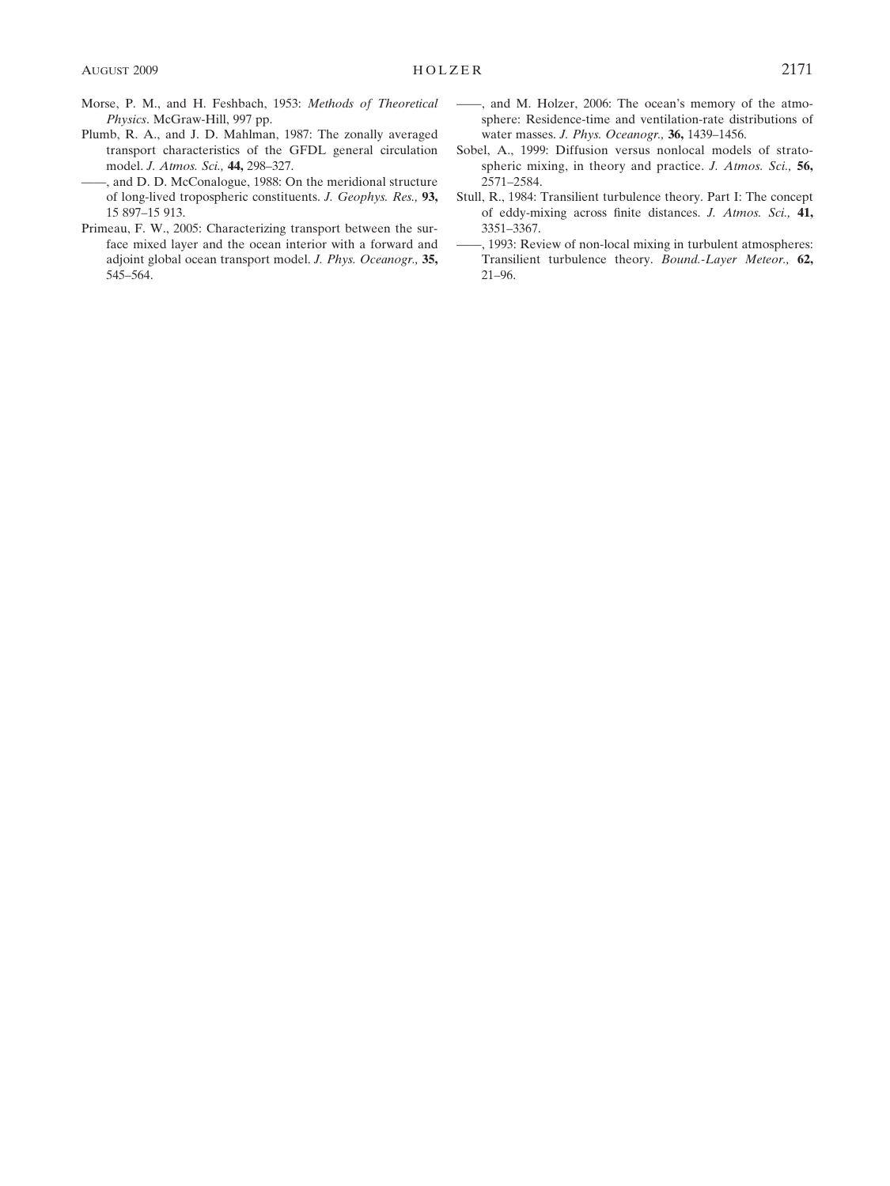Morse, P. M., and H. Feshbach, 1953: *Methods of Theoretical Physics*. McGraw-Hill, 997 pp.

Plumb, R. A., and J. D. Mahlman, 1987: The zonally averaged transport characteristics of the GFDL general circulation model. *J. Atmos. Sci.,* **44,** 298–327.

——, and D. D. McConalogue, 1988: On the meridional structure of long-lived tropospheric constituents. *J. Geophys. Res.,* **93,** 15 897–15 913.

Primeau, F. W., 2005: Characterizing transport between the surface mixed layer and the ocean interior with a forward and adjoint global ocean transport model. *J. Phys. Oceanogr.,* **35,** 545–564.

——, and M. Holzer, 2006: The ocean's memory of the atmosphere: Residence-time and ventilation-rate distributions of water masses. *J. Phys. Oceanogr.,* **36,** 1439–1456.

Sobel, A., 1999: Diffusion versus nonlocal models of stratospheric mixing, in theory and practice. *J. Atmos. Sci.,* **56,** 2571–2584.

Stull, R., 1984: Transilient turbulence theory. Part I: The concept of eddy-mixing across finite distances. *J. Atmos. Sci.,* **41,** 3351–3367.

——, 1993: Review of non-local mixing in turbulent atmospheres: Transilient turbulence theory. *Bound.-Layer Meteor.,* **62,** 21–96.